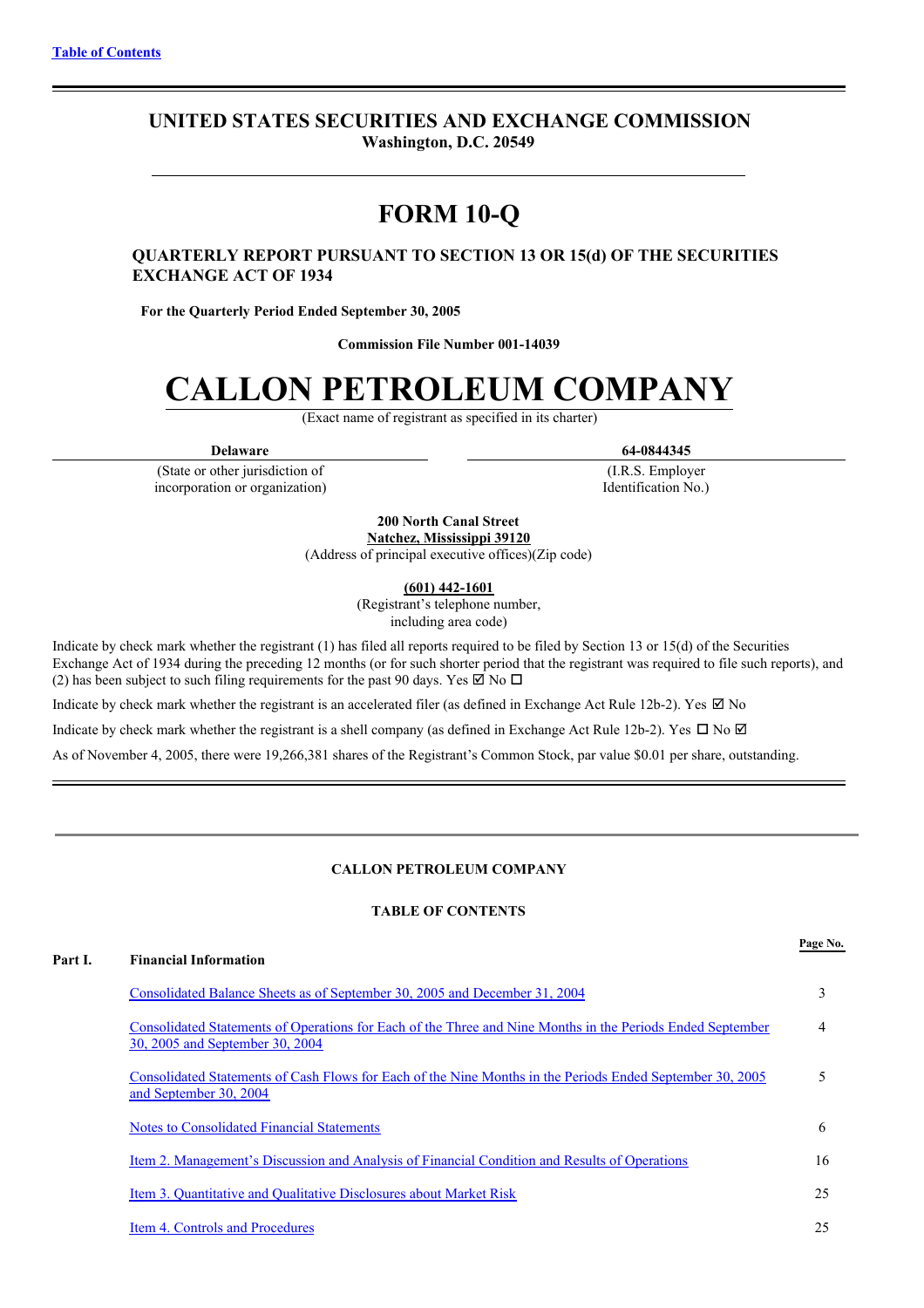Table of Contents

# UNITED STATES SECURITIES AND EXCHANGE COMMISSION

**Washington, D.C. 20549**

# FORM 10-Q

**QUARTERLY REPORT PURSUANT TO SECTION 13 OR 15(d) OF THE SECURITIES EXCHANGE ACT OF 1934**

**For the Quarterly Period Ended September 30, 2005**

**Commission File Number 001-14039**

# CALLON PETROLEUM COMPANY

(Exact name of registrant as specified in its charter)

| **Delaware** | **64-0844345** |
|---|---|
| (State or other jurisdiction of incorporation or organization) | (I.R.S. Employer Identification No.) |

**200 North Canal Street**
**Natchez, Mississippi 39120**
(Address of principal executive offices)(Zip code)

**(601) 442-1601**
(Registrant's telephone number, including area code)

Indicate by check mark whether the registrant (1) has filed all reports required to be filed by Section 13 or 15(d) of the Securities Exchange Act of 1934 during the preceding 12 months (or for such shorter period that the registrant was required to file such reports), and (2) has been subject to such filing requirements for the past 90 days. Yes ☑ No ☐

Indicate by check mark whether the registrant is an accelerated filer (as defined in Exchange Act Rule 12b-2). Yes ☑ No

Indicate by check mark whether the registrant is a shell company (as defined in Exchange Act Rule 12b-2). Yes ☐ No ☑

As of November 4, 2005, there were 19,266,381 shares of the Registrant's Common Stock, par value $0.01 per share, outstanding.

---

**CALLON PETROLEUM COMPANY**

**TABLE OF CONTENTS**

| | | Page No. |
|---|---|---|
| **Part I.** | **Financial Information** | |
| | Consolidated Balance Sheets as of September 30, 2005 and December 31, 2004 | 3 |
| | Consolidated Statements of Operations for Each of the Three and Nine Months in the Periods Ended September 30, 2005 and September 30, 2004 | 4 |
| | Consolidated Statements of Cash Flows for Each of the Nine Months in the Periods Ended September 30, 2005 and September 30, 2004 | 5 |
| | Notes to Consolidated Financial Statements | 6 |
| | Item 2. Management's Discussion and Analysis of Financial Condition and Results of Operations | 16 |
| | Item 3. Quantitative and Qualitative Disclosures about Market Risk | 25 |
| | Item 4. Controls and Procedures | 25 |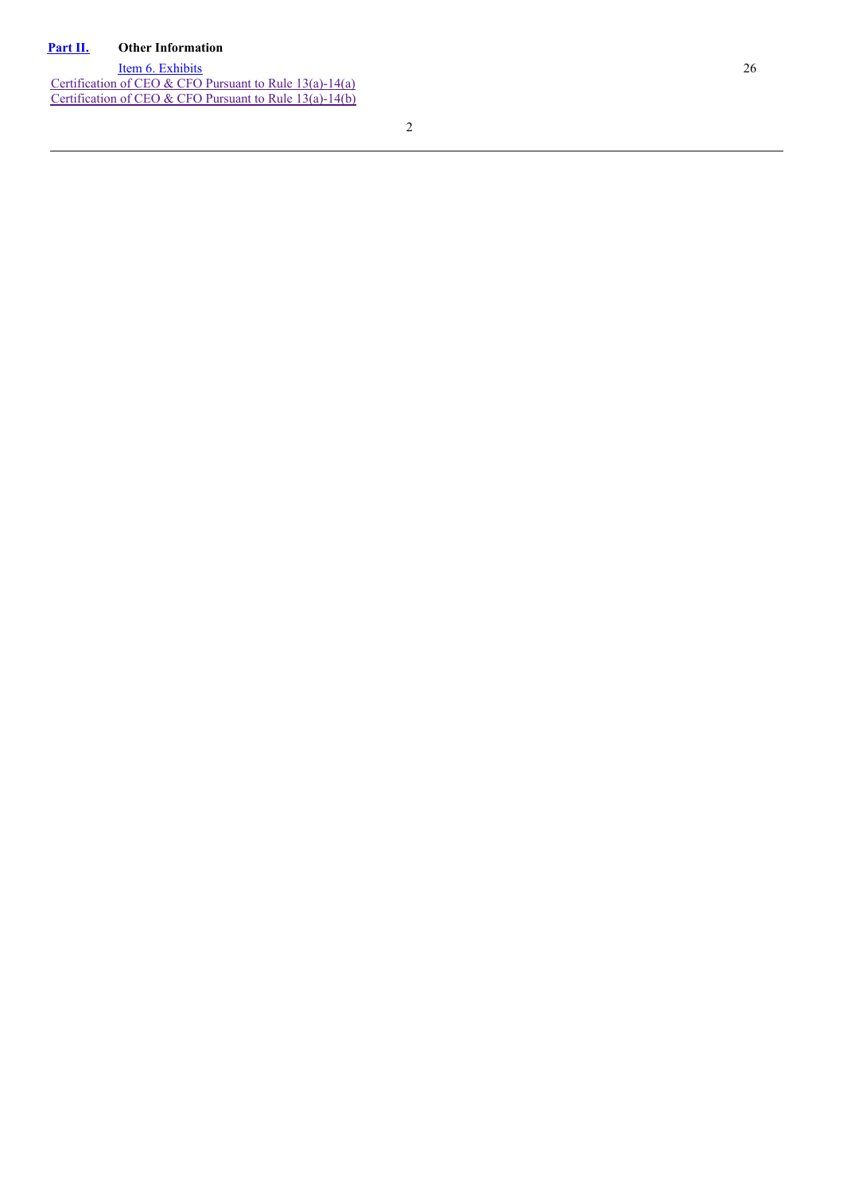| | | |
|---|---|---|
| **Part II.** | **Other Information** | |
| | Item 6. Exhibits | 26 |
| Certification of CEO & CFO Pursuant to Rule 13(a)-14(a) | | |
| Certification of CEO & CFO Pursuant to Rule 13(a)-14(b) | | |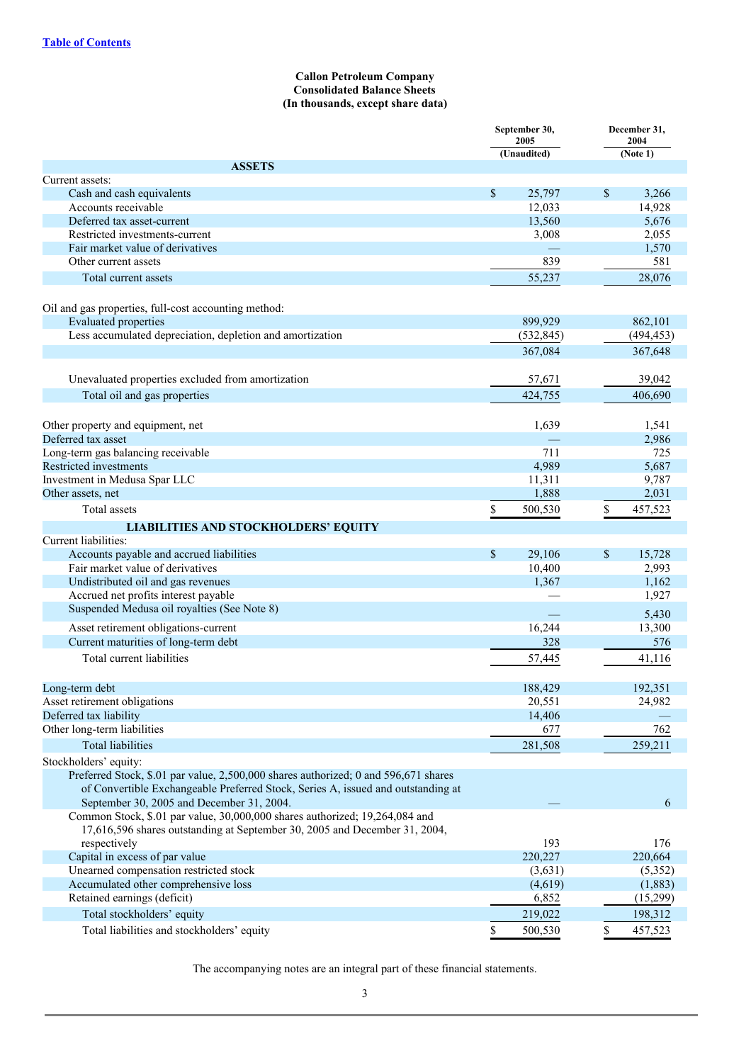[Table of Contents](#)

**Callon Petroleum Company**
**Consolidated Balance Sheets**
**(In thousands, except share data)**

| | September 30, 2005 (Unaudited) | December 31, 2004 (Note 1) |
|---|---|---|
| **ASSETS** | | |
| Current assets: | | |
| Cash and cash equivalents | $ 25,797 | $ 3,266 |
| Accounts receivable | 12,033 | 14,928 |
| Deferred tax asset-current | 13,560 | 5,676 |
| Restricted investments-current | 3,008 | 2,055 |
| Fair market value of derivatives | — | 1,570 |
| Other current assets | 839 | 581 |
| Total current assets | 55,237 | 28,076 |
| Oil and gas properties, full-cost accounting method: | | |
| Evaluated properties | 899,929 | 862,101 |
| Less accumulated depreciation, depletion and amortization | (532,845) | (494,453) |
| | 367,084 | 367,648 |
| Unevaluated properties excluded from amortization | 57,671 | 39,042 |
| Total oil and gas properties | 424,755 | 406,690 |
| Other property and equipment, net | 1,639 | 1,541 |
| Deferred tax asset | — | 2,986 |
| Long-term gas balancing receivable | 711 | 725 |
| Restricted investments | 4,989 | 5,687 |
| Investment in Medusa Spar LLC | 11,311 | 9,787 |
| Other assets, net | 1,888 | 2,031 |
| Total assets | $ 500,530 | $ 457,523 |
| **LIABILITIES AND STOCKHOLDERS' EQUITY** | | |
| Current liabilities: | | |
| Accounts payable and accrued liabilities | $ 29,106 | $ 15,728 |
| Fair market value of derivatives | 10,400 | 2,993 |
| Undistributed oil and gas revenues | 1,367 | 1,162 |
| Accrued net profits interest payable | — | 1,927 |
| Suspended Medusa oil royalties (See Note 8) | — | 5,430 |
| Asset retirement obligations-current | 16,244 | 13,300 |
| Current maturities of long-term debt | 328 | 576 |
| Total current liabilities | 57,445 | 41,116 |
| Long-term debt | 188,429 | 192,351 |
| Asset retirement obligations | 20,551 | 24,982 |
| Deferred tax liability | 14,406 | — |
| Other long-term liabilities | 677 | 762 |
| Total liabilities | 281,508 | 259,211 |
| Stockholders' equity: | | |
| Preferred Stock, $.01 par value, 2,500,000 shares authorized; 0 and 596,671 shares of Convertible Exchangeable Preferred Stock, Series A, issued and outstanding at September 30, 2005 and December 31, 2004. | — | 6 |
| Common Stock, $.01 par value, 30,000,000 shares authorized; 19,264,084 and 17,616,596 shares outstanding at September 30, 2005 and December 31, 2004, respectively | 193 | 176 |
| Capital in excess of par value | 220,227 | 220,664 |
| Unearned compensation restricted stock | (3,631) | (5,352) |
| Accumulated other comprehensive loss | (4,619) | (1,883) |
| Retained earnings (deficit) | 6,852 | (15,299) |
| Total stockholders' equity | 219,022 | 198,312 |
| Total liabilities and stockholders' equity | $ 500,530 | $ 457,523 |

The accompanying notes are an integral part of these financial statements.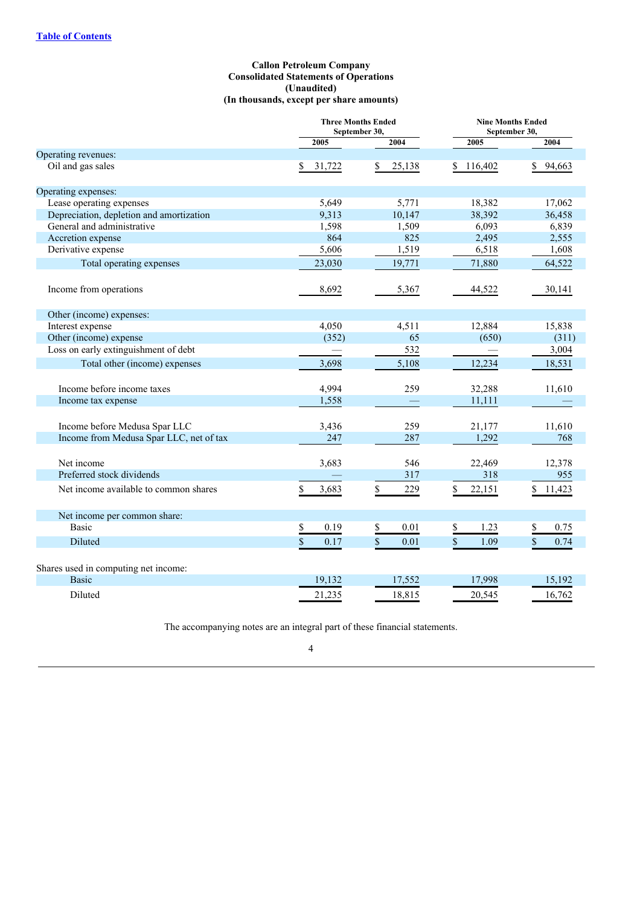[Table of Contents](#)

**Callon Petroleum Company**
**Consolidated Statements of Operations**
**(Unaudited)**
**(In thousands, except per share amounts)**

| | Three Months Ended September 30, | | Nine Months Ended September 30, | |
|---|---|---|---|---|
| | 2005 | 2004 | 2005 | 2004 |
| Operating revenues: | | | | |
| Oil and gas sales | $ 31,722 | $ 25,138 | $ 116,402 | $ 94,663 |
| Operating expenses: | | | | |
| Lease operating expenses | 5,649 | 5,771 | 18,382 | 17,062 |
| Depreciation, depletion and amortization | 9,313 | 10,147 | 38,392 | 36,458 |
| General and administrative | 1,598 | 1,509 | 6,093 | 6,839 |
| Accretion expense | 864 | 825 | 2,495 | 2,555 |
| Derivative expense | 5,606 | 1,519 | 6,518 | 1,608 |
| Total operating expenses | 23,030 | 19,771 | 71,880 | 64,522 |
| Income from operations | 8,692 | 5,367 | 44,522 | 30,141 |
| Other (income) expenses: | | | | |
| Interest expense | 4,050 | 4,511 | 12,884 | 15,838 |
| Other (income) expense | (352) | 65 | (650) | (311) |
| Loss on early extinguishment of debt | — | 532 | — | 3,004 |
| Total other (income) expenses | 3,698 | 5,108 | 12,234 | 18,531 |
| Income before income taxes | 4,994 | 259 | 32,288 | 11,610 |
| Income tax expense | 1,558 | — | 11,111 | — |
| Income before Medusa Spar LLC | 3,436 | 259 | 21,177 | 11,610 |
| Income from Medusa Spar LLC, net of tax | 247 | 287 | 1,292 | 768 |
| Net income | 3,683 | 546 | 22,469 | 12,378 |
| Preferred stock dividends | — | 317 | 318 | 955 |
| Net income available to common shares | $ 3,683 | $ 229 | $ 22,151 | $ 11,423 |
| Net income per common share: | | | | |
| Basic | $ 0.19 | $ 0.01 | $ 1.23 | $ 0.75 |
| Diluted | $ 0.17 | $ 0.01 | $ 1.09 | $ 0.74 |
| Shares used in computing net income: | | | | |
| Basic | 19,132 | 17,552 | 17,998 | 15,192 |
| Diluted | 21,235 | 18,815 | 20,545 | 16,762 |

The accompanying notes are an integral part of these financial statements.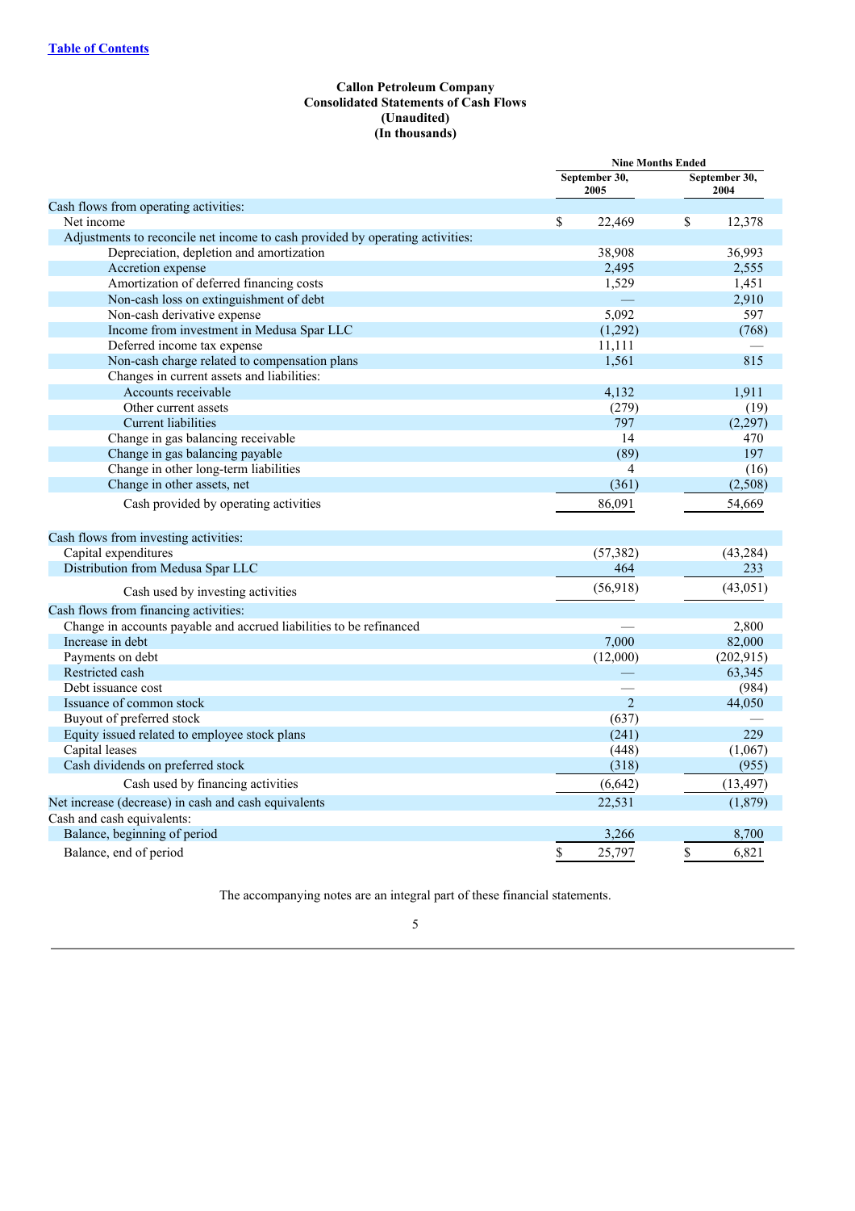[Table of Contents]

**Callon Petroleum Company**
**Consolidated Statements of Cash Flows**
**(Unaudited)**
**(In thousands)**

| | Nine Months Ended | |
|---|---|---|
| | September 30, 2005 | September 30, 2004 |
| Cash flows from operating activities: | | |
| Net income | $ 22,469 | $ 12,378 |
| Adjustments to reconcile net income to cash provided by operating activities: | | |
| Depreciation, depletion and amortization | 38,908 | 36,993 |
| Accretion expense | 2,495 | 2,555 |
| Amortization of deferred financing costs | 1,529 | 1,451 |
| Non-cash loss on extinguishment of debt | — | 2,910 |
| Non-cash derivative expense | 5,092 | 597 |
| Income from investment in Medusa Spar LLC | (1,292) | (768) |
| Deferred income tax expense | 11,111 | — |
| Non-cash charge related to compensation plans | 1,561 | 815 |
| Changes in current assets and liabilities: | | |
| Accounts receivable | 4,132 | 1,911 |
| Other current assets | (279) | (19) |
| Current liabilities | 797 | (2,297) |
| Change in gas balancing receivable | 14 | 470 |
| Change in gas balancing payable | (89) | 197 |
| Change in other long-term liabilities | 4 | (16) |
| Change in other assets, net | (361) | (2,508) |
| Cash provided by operating activities | 86,091 | 54,669 |
| Cash flows from investing activities: | | |
| Capital expenditures | (57,382) | (43,284) |
| Distribution from Medusa Spar LLC | 464 | 233 |
| Cash used by investing activities | (56,918) | (43,051) |
| Cash flows from financing activities: | | |
| Change in accounts payable and accrued liabilities to be refinanced | — | 2,800 |
| Increase in debt | 7,000 | 82,000 |
| Payments on debt | (12,000) | (202,915) |
| Restricted cash | — | 63,345 |
| Debt issuance cost | — | (984) |
| Issuance of common stock | 2 | 44,050 |
| Buyout of preferred stock | (637) | — |
| Equity issued related to employee stock plans | (241) | 229 |
| Capital leases | (448) | (1,067) |
| Cash dividends on preferred stock | (318) | (955) |
| Cash used by financing activities | (6,642) | (13,497) |
| Net increase (decrease) in cash and cash equivalents | 22,531 | (1,879) |
| Cash and cash equivalents: | | |
| Balance, beginning of period | 3,266 | 8,700 |
| Balance, end of period | $ 25,797 | $ 6,821 |

The accompanying notes are an integral part of these financial statements.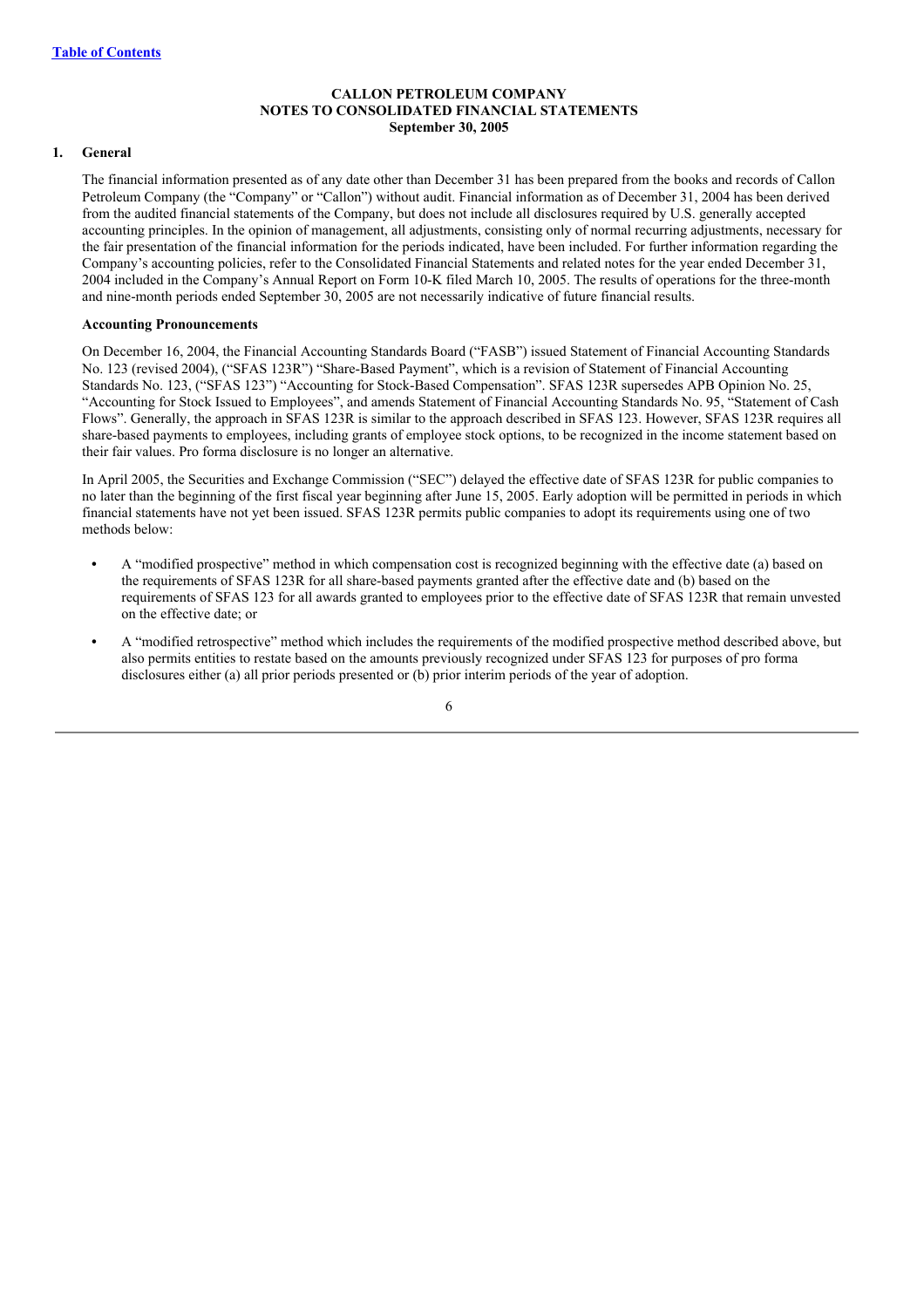**CALLON PETROLEUM COMPANY**
**NOTES TO CONSOLIDATED FINANCIAL STATEMENTS**
**September 30, 2005**

## 1. General

The financial information presented as of any date other than December 31 has been prepared from the books and records of Callon Petroleum Company (the "Company" or "Callon") without audit. Financial information as of December 31, 2004 has been derived from the audited financial statements of the Company, but does not include all disclosures required by U.S. generally accepted accounting principles. In the opinion of management, all adjustments, consisting only of normal recurring adjustments, necessary for the fair presentation of the financial information for the periods indicated, have been included. For further information regarding the Company's accounting policies, refer to the Consolidated Financial Statements and related notes for the year ended December 31, 2004 included in the Company's Annual Report on Form 10-K filed March 10, 2005. The results of operations for the three-month and nine-month periods ended September 30, 2005 are not necessarily indicative of future financial results.

**Accounting Pronouncements**

On December 16, 2004, the Financial Accounting Standards Board ("FASB") issued Statement of Financial Accounting Standards No. 123 (revised 2004), ("SFAS 123R") "Share-Based Payment", which is a revision of Statement of Financial Accounting Standards No. 123, ("SFAS 123") "Accounting for Stock-Based Compensation". SFAS 123R supersedes APB Opinion No. 25, "Accounting for Stock Issued to Employees", and amends Statement of Financial Accounting Standards No. 95, "Statement of Cash Flows". Generally, the approach in SFAS 123R is similar to the approach described in SFAS 123. However, SFAS 123R requires all share-based payments to employees, including grants of employee stock options, to be recognized in the income statement based on their fair values. Pro forma disclosure is no longer an alternative.

In April 2005, the Securities and Exchange Commission ("SEC") delayed the effective date of SFAS 123R for public companies to no later than the beginning of the first fiscal year beginning after June 15, 2005. Early adoption will be permitted in periods in which financial statements have not yet been issued. SFAS 123R permits public companies to adopt its requirements using one of two methods below:

- A "modified prospective" method in which compensation cost is recognized beginning with the effective date (a) based on the requirements of SFAS 123R for all share-based payments granted after the effective date and (b) based on the requirements of SFAS 123 for all awards granted to employees prior to the effective date of SFAS 123R that remain unvested on the effective date; or

- A "modified retrospective" method which includes the requirements of the modified prospective method described above, but also permits entities to restate based on the amounts previously recognized under SFAS 123 for purposes of pro forma disclosures either (a) all prior periods presented or (b) prior interim periods of the year of adoption.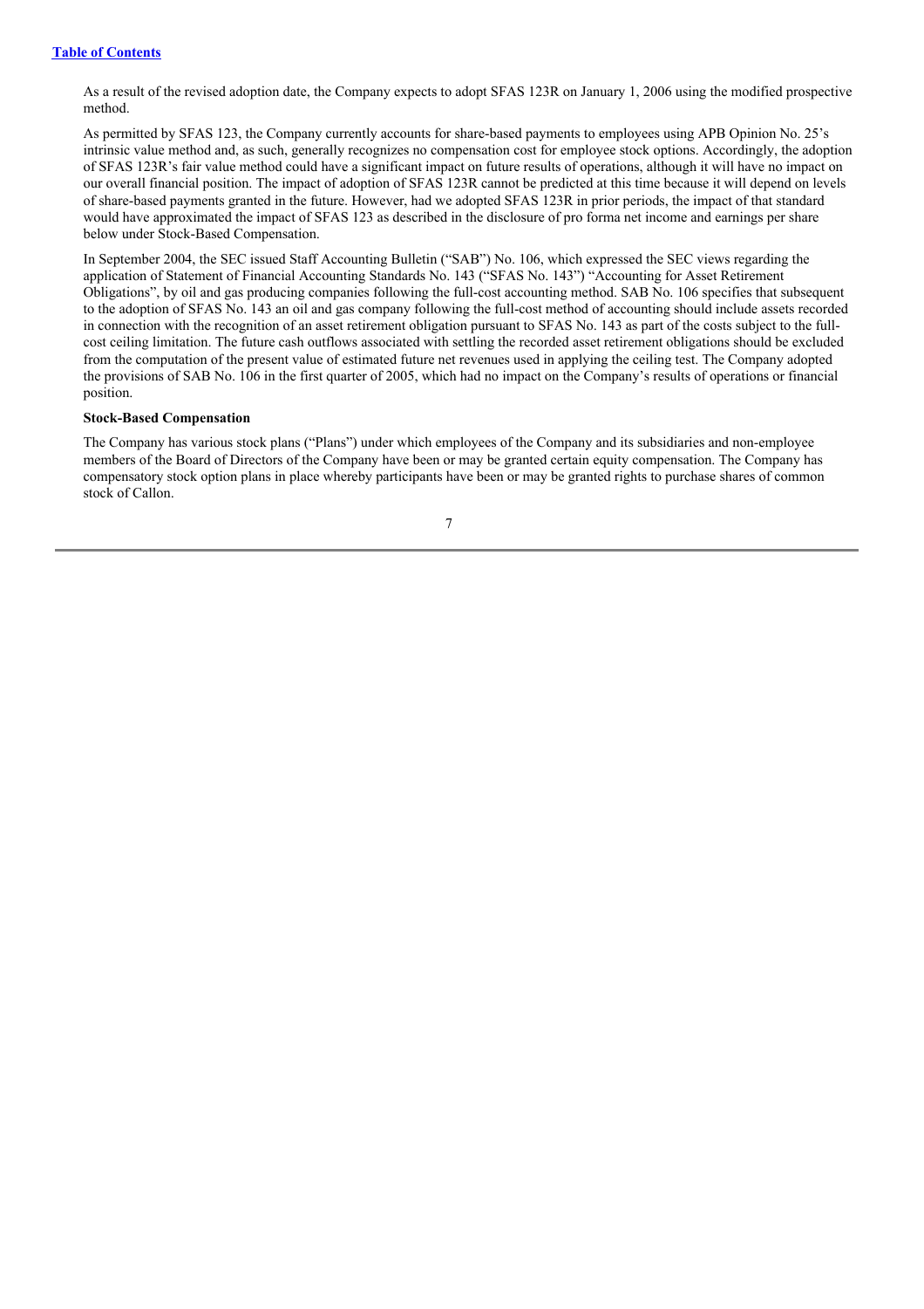As a result of the revised adoption date, the Company expects to adopt SFAS 123R on January 1, 2006 using the modified prospective method.

As permitted by SFAS 123, the Company currently accounts for share-based payments to employees using APB Opinion No. 25's intrinsic value method and, as such, generally recognizes no compensation cost for employee stock options. Accordingly, the adoption of SFAS 123R's fair value method could have a significant impact on future results of operations, although it will have no impact on our overall financial position. The impact of adoption of SFAS 123R cannot be predicted at this time because it will depend on levels of share-based payments granted in the future. However, had we adopted SFAS 123R in prior periods, the impact of that standard would have approximated the impact of SFAS 123 as described in the disclosure of pro forma net income and earnings per share below under Stock-Based Compensation.

In September 2004, the SEC issued Staff Accounting Bulletin ("SAB") No. 106, which expressed the SEC views regarding the application of Statement of Financial Accounting Standards No. 143 ("SFAS No. 143") "Accounting for Asset Retirement Obligations", by oil and gas producing companies following the full-cost accounting method. SAB No. 106 specifies that subsequent to the adoption of SFAS No. 143 an oil and gas company following the full-cost method of accounting should include assets recorded in connection with the recognition of an asset retirement obligation pursuant to SFAS No. 143 as part of the costs subject to the full-cost ceiling limitation. The future cash outflows associated with settling the recorded asset retirement obligations should be excluded from the computation of the present value of estimated future net revenues used in applying the ceiling test. The Company adopted the provisions of SAB No. 106 in the first quarter of 2005, which had no impact on the Company's results of operations or financial position.

**Stock-Based Compensation**

The Company has various stock plans ("Plans") under which employees of the Company and its subsidiaries and non-employee members of the Board of Directors of the Company have been or may be granted certain equity compensation. The Company has compensatory stock option plans in place whereby participants have been or may be granted rights to purchase shares of common stock of Callon.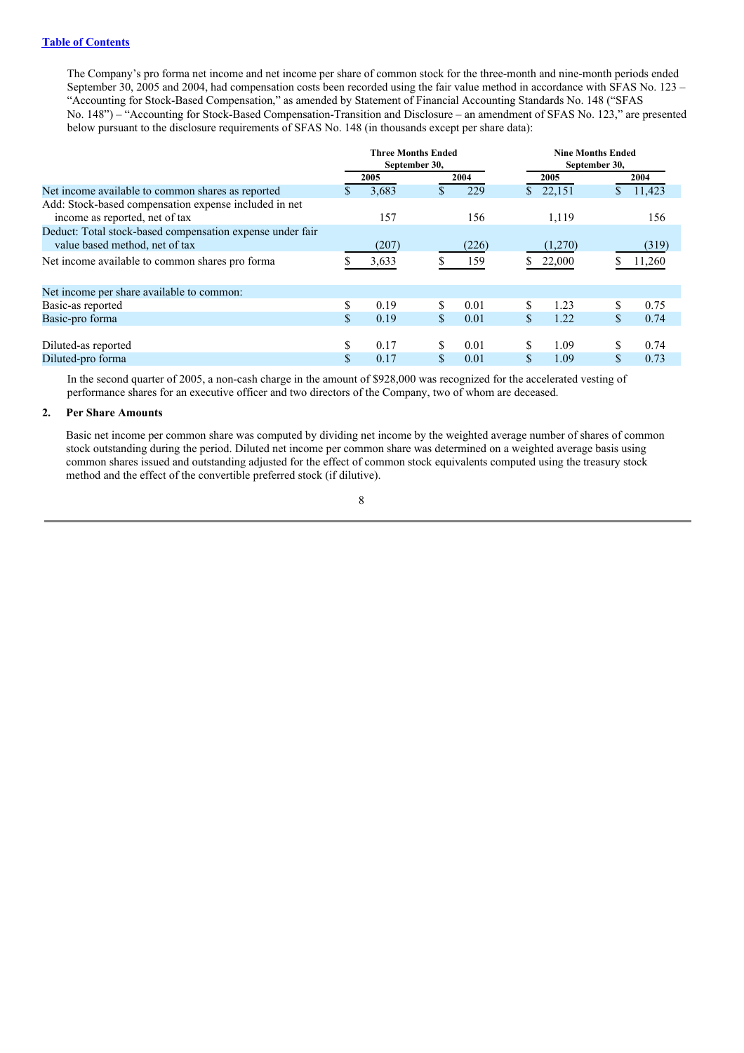[Table of Contents](#)

The Company's pro forma net income and net income per share of common stock for the three-month and nine-month periods ended September 30, 2005 and 2004, had compensation costs been recorded using the fair value method in accordance with SFAS No. 123 – "Accounting for Stock-Based Compensation," as amended by Statement of Financial Accounting Standards No. 148 ("SFAS No. 148") – "Accounting for Stock-Based Compensation-Transition and Disclosure – an amendment of SFAS No. 123," are presented below pursuant to the disclosure requirements of SFAS No. 148 (in thousands except per share data):

| | Three Months Ended September 30, | | Nine Months Ended September 30, | |
|---|---|---|---|---|
| | 2005 | 2004 | 2005 | 2004 |
| Net income available to common shares as reported | $ 3,683 | $ 229 | $ 22,151 | $ 11,423 |
| Add: Stock-based compensation expense included in net income as reported, net of tax | 157 | 156 | 1,119 | 156 |
| Deduct: Total stock-based compensation expense under fair value based method, net of tax | (207) | (226) | (1,270) | (319) |
| Net income available to common shares pro forma | $ 3,633 | $ 159 | $ 22,000 | $ 11,260 |
| | | | | |
| Net income per share available to common: | | | | |
| Basic-as reported | $ 0.19 | $ 0.01 | $ 1.23 | $ 0.75 |
| Basic-pro forma | $ 0.19 | $ 0.01 | $ 1.22 | $ 0.74 |
| | | | | |
| Diluted-as reported | $ 0.17 | $ 0.01 | $ 1.09 | $ 0.74 |
| Diluted-pro forma | $ 0.17 | $ 0.01 | $ 1.09 | $ 0.73 |

In the second quarter of 2005, a non-cash charge in the amount of $928,000 was recognized for the accelerated vesting of performance shares for an executive officer and two directors of the Company, two of whom are deceased.

## 2. Per Share Amounts

Basic net income per common share was computed by dividing net income by the weighted average number of shares of common stock outstanding during the period. Diluted net income per common share was determined on a weighted average basis using common shares issued and outstanding adjusted for the effect of common stock equivalents computed using the treasury stock method and the effect of the convertible preferred stock (if dilutive).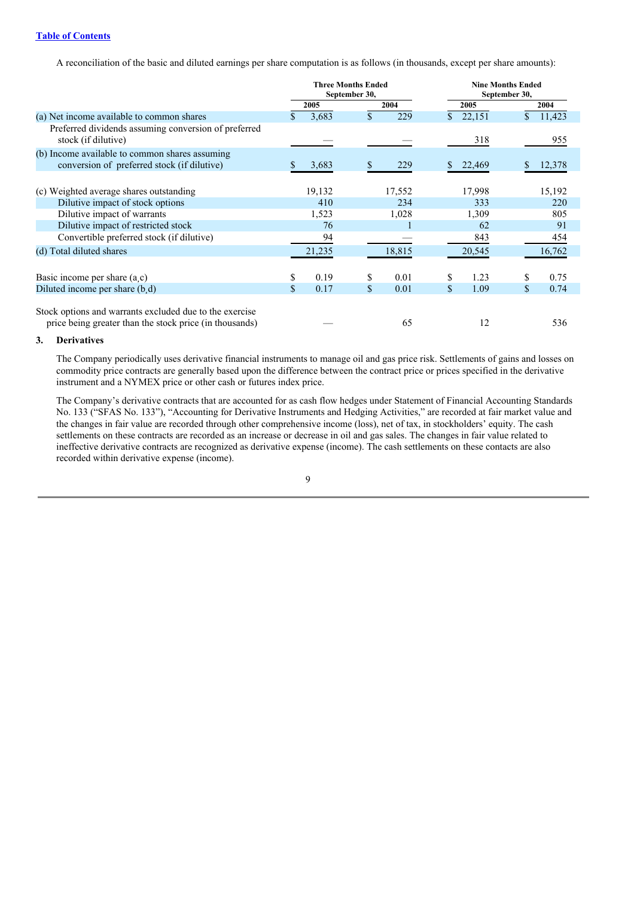A reconciliation of the basic and diluted earnings per share computation is as follows (in thousands, except per share amounts):

| | Three Months Ended September 30, | | Nine Months Ended September 30, | |
|---|---|---|---|---|
| | 2005 | 2004 | 2005 | 2004 |
| (a) Net income available to common shares | $ 3,683 | $ 229 | $ 22,151 | $ 11,423 |
| Preferred dividends assuming conversion of preferred stock (if dilutive) | — | — | 318 | 955 |
| (b) Income available to common shares assuming conversion of preferred stock (if dilutive) | $ 3,683 | $ 229 | $ 22,469 | $ 12,378 |
| (c) Weighted average shares outstanding | 19,132 | 17,552 | 17,998 | 15,192 |
| Dilutive impact of stock options | 410 | 234 | 333 | 220 |
| Dilutive impact of warrants | 1,523 | 1,028 | 1,309 | 805 |
| Dilutive impact of restricted stock | 76 | 1 | 62 | 91 |
| Convertible preferred stock (if dilutive) | 94 | — | 843 | 454 |
| (d) Total diluted shares | 21,235 | 18,815 | 20,545 | 16,762 |
| Basic income per share (a,c) | $ 0.19 | $ 0.01 | $ 1.23 | $ 0.75 |
| Diluted income per share (b,d) | $ 0.17 | $ 0.01 | $ 1.09 | $ 0.74 |
| Stock options and warrants excluded due to the exercise price being greater than the stock price (in thousands) | — | 65 | 12 | 536 |

## 3. Derivatives

The Company periodically uses derivative financial instruments to manage oil and gas price risk. Settlements of gains and losses on commodity price contracts are generally based upon the difference between the contract price or prices specified in the derivative instrument and a NYMEX price or other cash or futures index price.

The Company's derivative contracts that are accounted for as cash flow hedges under Statement of Financial Accounting Standards No. 133 ("SFAS No. 133"), "Accounting for Derivative Instruments and Hedging Activities," are recorded at fair market value and the changes in fair value are recorded through other comprehensive income (loss), net of tax, in stockholders' equity. The cash settlements on these contracts are recorded as an increase or decrease in oil and gas sales. The changes in fair value related to ineffective derivative contracts are recognized as derivative expense (income). The cash settlements on these contacts are also recorded within derivative expense (income).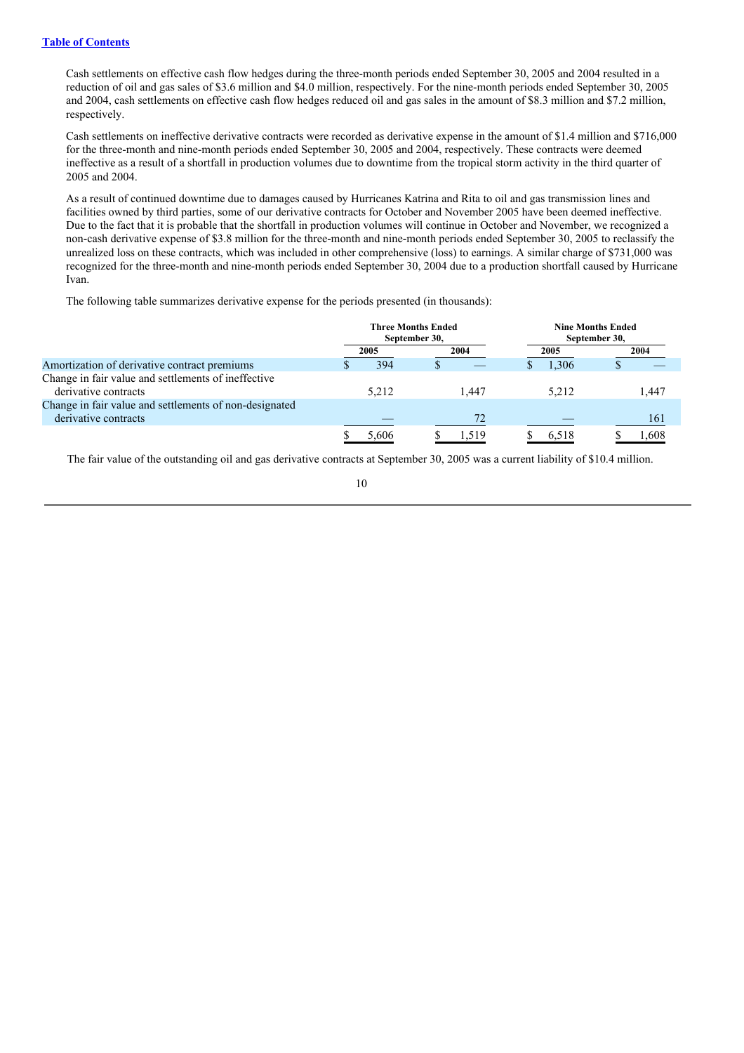Cash settlements on effective cash flow hedges during the three-month periods ended September 30, 2005 and 2004 resulted in a reduction of oil and gas sales of $3.6 million and $4.0 million, respectively. For the nine-month periods ended September 30, 2005 and 2004, cash settlements on effective cash flow hedges reduced oil and gas sales in the amount of $8.3 million and $7.2 million, respectively.

Cash settlements on ineffective derivative contracts were recorded as derivative expense in the amount of $1.4 million and $716,000 for the three-month and nine-month periods ended September 30, 2005 and 2004, respectively. These contracts were deemed ineffective as a result of a shortfall in production volumes due to downtime from the tropical storm activity in the third quarter of 2005 and 2004.

As a result of continued downtime due to damages caused by Hurricanes Katrina and Rita to oil and gas transmission lines and facilities owned by third parties, some of our derivative contracts for October and November 2005 have been deemed ineffective. Due to the fact that it is probable that the shortfall in production volumes will continue in October and November, we recognized a non-cash derivative expense of $3.8 million for the three-month and nine-month periods ended September 30, 2005 to reclassify the unrealized loss on these contracts, which was included in other comprehensive (loss) to earnings. A similar charge of $731,000 was recognized for the three-month and nine-month periods ended September 30, 2004 due to a production shortfall caused by Hurricane Ivan.

The following table summarizes derivative expense for the periods presented (in thousands):

| | Three Months Ended September 30, | | Nine Months Ended September 30, | |
|---|---|---|---|---|
| | 2005 | 2004 | 2005 | 2004 |
| Amortization of derivative contract premiums | $ 394 | $ — | $ 1,306 | $ — |
| Change in fair value and settlements of ineffective derivative contracts | 5,212 | 1,447 | 5,212 | 1,447 |
| Change in fair value and settlements of non-designated derivative contracts | — | 72 | — | 161 |
| | $ 5,606 | $ 1,519 | $ 6,518 | $ 1,608 |

The fair value of the outstanding oil and gas derivative contracts at September 30, 2005 was a current liability of $10.4 million.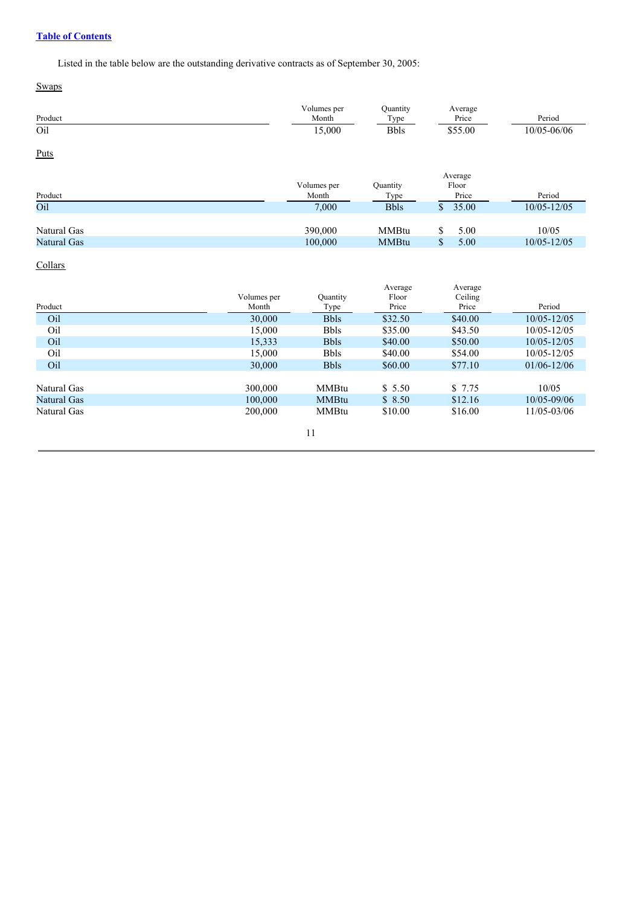Listed in the table below are the outstanding derivative contracts as of September 30, 2005:

Swaps

| Product | Volumes per Month | Quantity Type | Average Price | Period |
|---|---|---|---|---|
| Oil | 15,000 | Bbls | $55.00 | 10/05-06/06 |

Puts

| Product | Volumes per Month | Quantity Type | Average Floor Price | Period |
|---|---|---|---|---|
| Oil | 7,000 | Bbls | $ 35.00 | 10/05-12/05 |
| Natural Gas | 390,000 | MMBtu | $ 5.00 | 10/05 |
| Natural Gas | 100,000 | MMBtu | $ 5.00 | 10/05-12/05 |

Collars

| Product | Volumes per Month | Quantity Type | Average Floor Price | Average Ceiling Price | Period |
|---|---|---|---|---|---|
| Oil | 30,000 | Bbls | $32.50 | $40.00 | 10/05-12/05 |
| Oil | 15,000 | Bbls | $35.00 | $43.50 | 10/05-12/05 |
| Oil | 15,333 | Bbls | $40.00 | $50.00 | 10/05-12/05 |
| Oil | 15,000 | Bbls | $40.00 | $54.00 | 10/05-12/05 |
| Oil | 30,000 | Bbls | $60.00 | $77.10 | 01/06-12/06 |
| Natural Gas | 300,000 | MMBtu | $ 5.50 | $ 7.75 | 10/05 |
| Natural Gas | 100,000 | MMBtu | $ 8.50 | $12.16 | 10/05-09/06 |
| Natural Gas | 200,000 | MMBtu | $10.00 | $16.00 | 11/05-03/06 |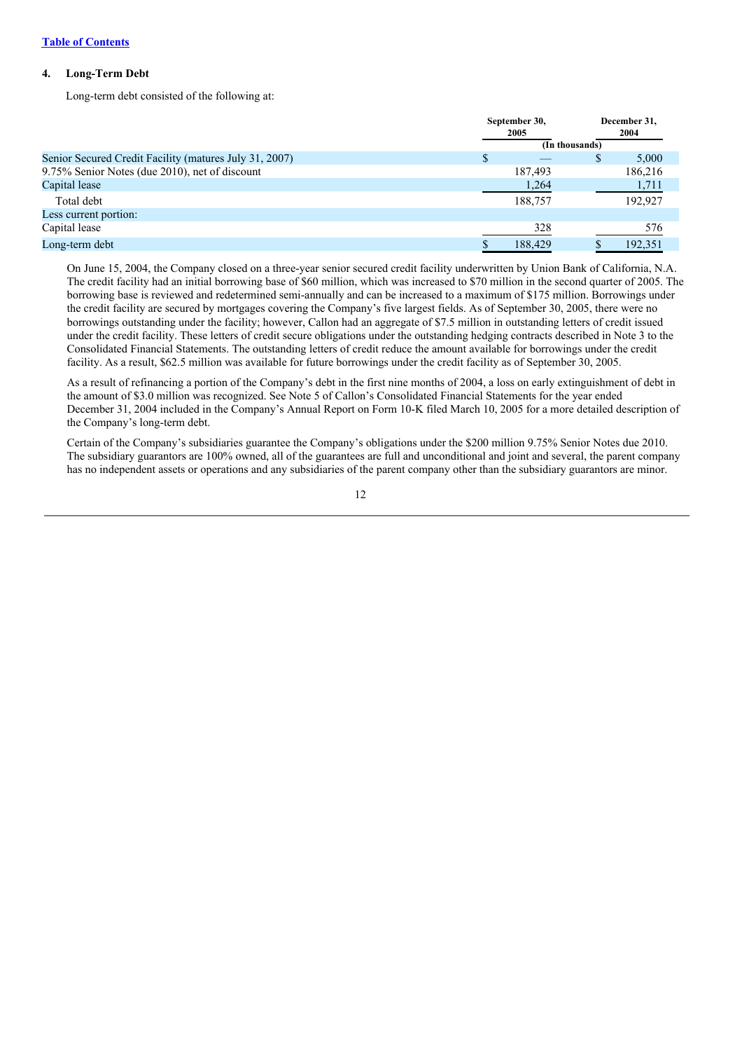[Table of Contents](#)

## 4. Long-Term Debt

Long-term debt consisted of the following at:

| | September 30, 2005 | December 31, 2004 |
|---|---|---|
| | (In thousands) | |
| Senior Secured Credit Facility (matures July 31, 2007) | $ — | $ 5,000 |
| 9.75% Senior Notes (due 2010), net of discount | 187,493 | 186,216 |
| Capital lease | 1,264 | 1,711 |
| Total debt | 188,757 | 192,927 |
| Less current portion: | | |
| Capital lease | 328 | 576 |
| Long-term debt | $ 188,429 | $ 192,351 |

On June 15, 2004, the Company closed on a three-year senior secured credit facility underwritten by Union Bank of California, N.A. The credit facility had an initial borrowing base of $60 million, which was increased to $70 million in the second quarter of 2005. The borrowing base is reviewed and redetermined semi-annually and can be increased to a maximum of $175 million. Borrowings under the credit facility are secured by mortgages covering the Company's five largest fields. As of September 30, 2005, there were no borrowings outstanding under the facility; however, Callon had an aggregate of $7.5 million in outstanding letters of credit issued under the credit facility. These letters of credit secure obligations under the outstanding hedging contracts described in Note 3 to the Consolidated Financial Statements. The outstanding letters of credit reduce the amount available for borrowings under the credit facility. As a result, $62.5 million was available for future borrowings under the credit facility as of September 30, 2005.

As a result of refinancing a portion of the Company's debt in the first nine months of 2004, a loss on early extinguishment of debt in the amount of $3.0 million was recognized. See Note 5 of Callon's Consolidated Financial Statements for the year ended December 31, 2004 included in the Company's Annual Report on Form 10-K filed March 10, 2005 for a more detailed description of the Company's long-term debt.

Certain of the Company's subsidiaries guarantee the Company's obligations under the $200 million 9.75% Senior Notes due 2010. The subsidiary guarantors are 100% owned, all of the guarantees are full and unconditional and joint and several, the parent company has no independent assets or operations and any subsidiaries of the parent company other than the subsidiary guarantors are minor.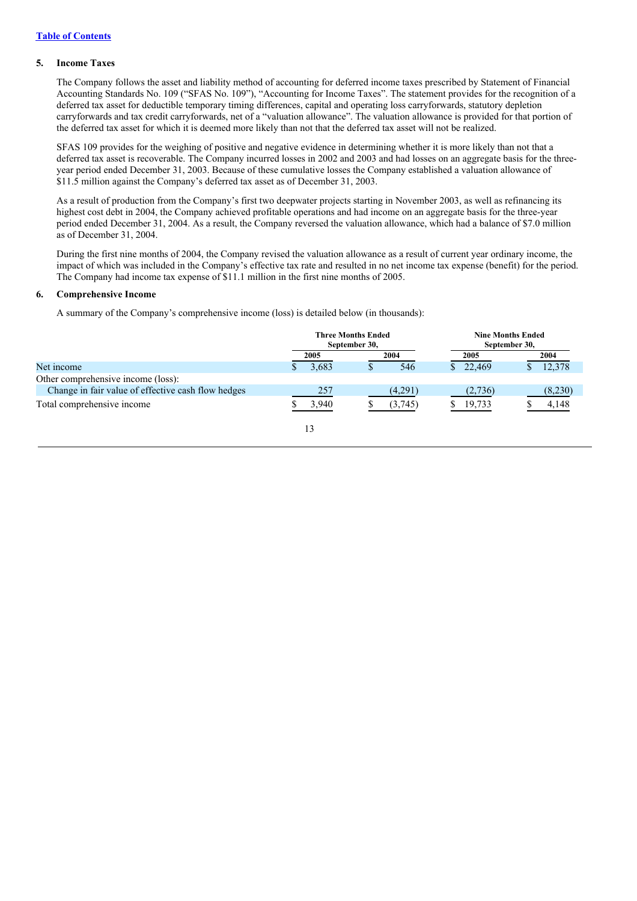[Table of Contents](#)

## 5. Income Taxes

The Company follows the asset and liability method of accounting for deferred income taxes prescribed by Statement of Financial Accounting Standards No. 109 ("SFAS No. 109"), "Accounting for Income Taxes". The statement provides for the recognition of a deferred tax asset for deductible temporary timing differences, capital and operating loss carryforwards, statutory depletion carryforwards and tax credit carryforwards, net of a "valuation allowance". The valuation allowance is provided for that portion of the deferred tax asset for which it is deemed more likely than not that the deferred tax asset will not be realized.

SFAS 109 provides for the weighing of positive and negative evidence in determining whether it is more likely than not that a deferred tax asset is recoverable. The Company incurred losses in 2002 and 2003 and had losses on an aggregate basis for the three-year period ended December 31, 2003. Because of these cumulative losses the Company established a valuation allowance of $11.5 million against the Company's deferred tax asset as of December 31, 2003.

As a result of production from the Company's first two deepwater projects starting in November 2003, as well as refinancing its highest cost debt in 2004, the Company achieved profitable operations and had income on an aggregate basis for the three-year period ended December 31, 2004. As a result, the Company reversed the valuation allowance, which had a balance of $7.0 million as of December 31, 2004.

During the first nine months of 2004, the Company revised the valuation allowance as a result of current year ordinary income, the impact of which was included in the Company's effective tax rate and resulted in no net income tax expense (benefit) for the period. The Company had income tax expense of $11.1 million in the first nine months of 2005.

## 6. Comprehensive Income

A summary of the Company's comprehensive income (loss) is detailed below (in thousands):

| | Three Months Ended September 30, | | Nine Months Ended September 30, | |
|---|---|---|---|---|
| | 2005 | 2004 | 2005 | 2004 |
| Net income | $ 3,683 | $ 546 | $ 22,469 | $ 12,378 |
| Other comprehensive income (loss): | | | | |
| Change in fair value of effective cash flow hedges | 257 | (4,291) | (2,736) | (8,230) |
| Total comprehensive income | $ 3,940 | $ (3,745) | $ 19,733 | $ 4,148 |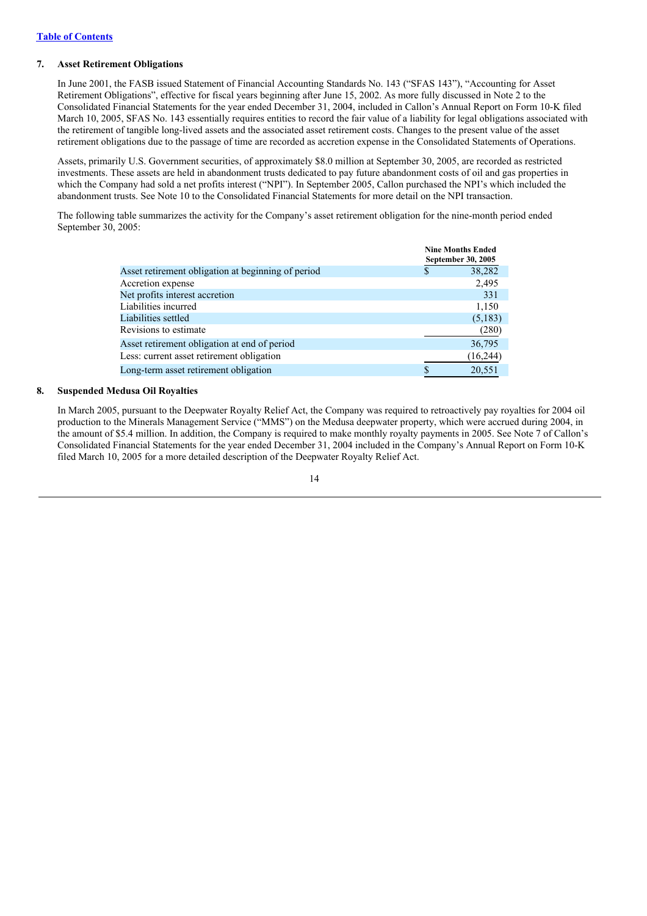[Table of Contents](#)

### 7. Asset Retirement Obligations

In June 2001, the FASB issued Statement of Financial Accounting Standards No. 143 ("SFAS 143"), "Accounting for Asset Retirement Obligations", effective for fiscal years beginning after June 15, 2002. As more fully discussed in Note 2 to the Consolidated Financial Statements for the year ended December 31, 2004, included in Callon's Annual Report on Form 10-K filed March 10, 2005, SFAS No. 143 essentially requires entities to record the fair value of a liability for legal obligations associated with the retirement of tangible long-lived assets and the associated asset retirement costs. Changes to the present value of the asset retirement obligations due to the passage of time are recorded as accretion expense in the Consolidated Statements of Operations.

Assets, primarily U.S. Government securities, of approximately $8.0 million at September 30, 2005, are recorded as restricted investments. These assets are held in abandonment trusts dedicated to pay future abandonment costs of oil and gas properties in which the Company had sold a net profits interest ("NPI"). In September 2005, Callon purchased the NPI's which included the abandonment trusts. See Note 10 to the Consolidated Financial Statements for more detail on the NPI transaction.

The following table summarizes the activity for the Company's asset retirement obligation for the nine-month period ended September 30, 2005:

| | Nine Months Ended September 30, 2005 |
|---|---|
| Asset retirement obligation at beginning of period | $ 38,282 |
| Accretion expense | 2,495 |
| Net profits interest accretion | 331 |
| Liabilities incurred | 1,150 |
| Liabilities settled | (5,183) |
| Revisions to estimate | (280) |
| Asset retirement obligation at end of period | 36,795 |
| Less: current asset retirement obligation | (16,244) |
| Long-term asset retirement obligation | $ 20,551 |

### 8. Suspended Medusa Oil Royalties

In March 2005, pursuant to the Deepwater Royalty Relief Act, the Company was required to retroactively pay royalties for 2004 oil production to the Minerals Management Service ("MMS") on the Medusa deepwater property, which were accrued during 2004, in the amount of $5.4 million. In addition, the Company is required to make monthly royalty payments in 2005. See Note 7 of Callon's Consolidated Financial Statements for the year ended December 31, 2004 included in the Company's Annual Report on Form 10-K filed March 10, 2005 for a more detailed description of the Deepwater Royalty Relief Act.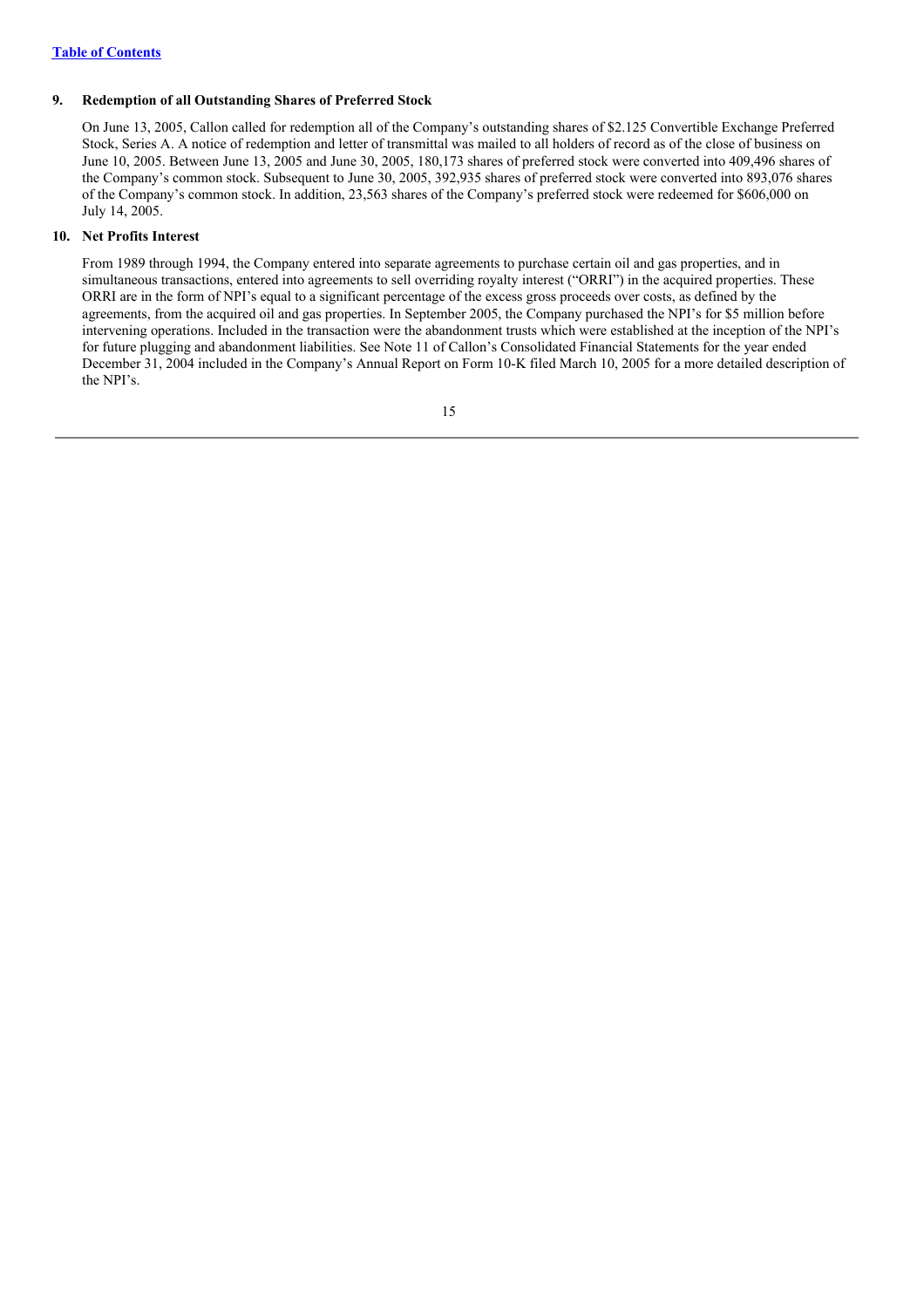### 9. Redemption of all Outstanding Shares of Preferred Stock

On June 13, 2005, Callon called for redemption all of the Company's outstanding shares of $2.125 Convertible Exchange Preferred Stock, Series A. A notice of redemption and letter of transmittal was mailed to all holders of record as of the close of business on June 10, 2005. Between June 13, 2005 and June 30, 2005, 180,173 shares of preferred stock were converted into 409,496 shares of the Company's common stock. Subsequent to June 30, 2005, 392,935 shares of preferred stock were converted into 893,076 shares of the Company's common stock. In addition, 23,563 shares of the Company's preferred stock were redeemed for $606,000 on July 14, 2005.

### 10. Net Profits Interest

From 1989 through 1994, the Company entered into separate agreements to purchase certain oil and gas properties, and in simultaneous transactions, entered into agreements to sell overriding royalty interest ("ORRI") in the acquired properties. These ORRI are in the form of NPI's equal to a significant percentage of the excess gross proceeds over costs, as defined by the agreements, from the acquired oil and gas properties. In September 2005, the Company purchased the NPI's for $5 million before intervening operations. Included in the transaction were the abandonment trusts which were established at the inception of the NPI's for future plugging and abandonment liabilities. See Note 11 of Callon's Consolidated Financial Statements for the year ended December 31, 2004 included in the Company's Annual Report on Form 10-K filed March 10, 2005 for a more detailed description of the NPI's.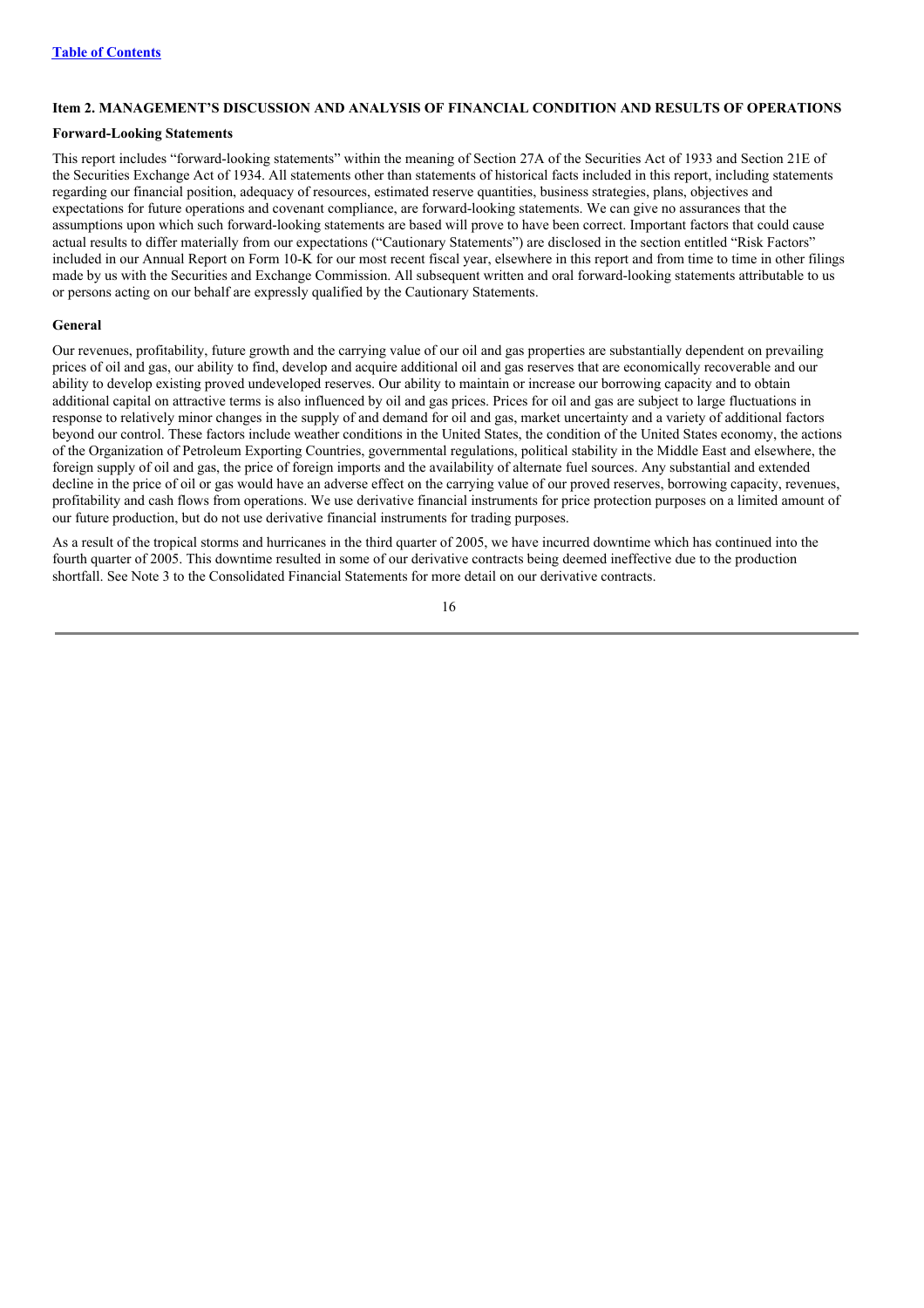## Item 2. MANAGEMENT'S DISCUSSION AND ANALYSIS OF FINANCIAL CONDITION AND RESULTS OF OPERATIONS

### Forward-Looking Statements

This report includes "forward-looking statements" within the meaning of Section 27A of the Securities Act of 1933 and Section 21E of the Securities Exchange Act of 1934. All statements other than statements of historical facts included in this report, including statements regarding our financial position, adequacy of resources, estimated reserve quantities, business strategies, plans, objectives and expectations for future operations and covenant compliance, are forward-looking statements. We can give no assurances that the assumptions upon which such forward-looking statements are based will prove to have been correct. Important factors that could cause actual results to differ materially from our expectations ("Cautionary Statements") are disclosed in the section entitled "Risk Factors" included in our Annual Report on Form 10-K for our most recent fiscal year, elsewhere in this report and from time to time in other filings made by us with the Securities and Exchange Commission. All subsequent written and oral forward-looking statements attributable to us or persons acting on our behalf are expressly qualified by the Cautionary Statements.

### General

Our revenues, profitability, future growth and the carrying value of our oil and gas properties are substantially dependent on prevailing prices of oil and gas, our ability to find, develop and acquire additional oil and gas reserves that are economically recoverable and our ability to develop existing proved undeveloped reserves. Our ability to maintain or increase our borrowing capacity and to obtain additional capital on attractive terms is also influenced by oil and gas prices. Prices for oil and gas are subject to large fluctuations in response to relatively minor changes in the supply of and demand for oil and gas, market uncertainty and a variety of additional factors beyond our control. These factors include weather conditions in the United States, the condition of the United States economy, the actions of the Organization of Petroleum Exporting Countries, governmental regulations, political stability in the Middle East and elsewhere, the foreign supply of oil and gas, the price of foreign imports and the availability of alternate fuel sources. Any substantial and extended decline in the price of oil or gas would have an adverse effect on the carrying value of our proved reserves, borrowing capacity, revenues, profitability and cash flows from operations. We use derivative financial instruments for price protection purposes on a limited amount of our future production, but do not use derivative financial instruments for trading purposes.

As a result of the tropical storms and hurricanes in the third quarter of 2005, we have incurred downtime which has continued into the fourth quarter of 2005. This downtime resulted in some of our derivative contracts being deemed ineffective due to the production shortfall. See Note 3 to the Consolidated Financial Statements for more detail on our derivative contracts.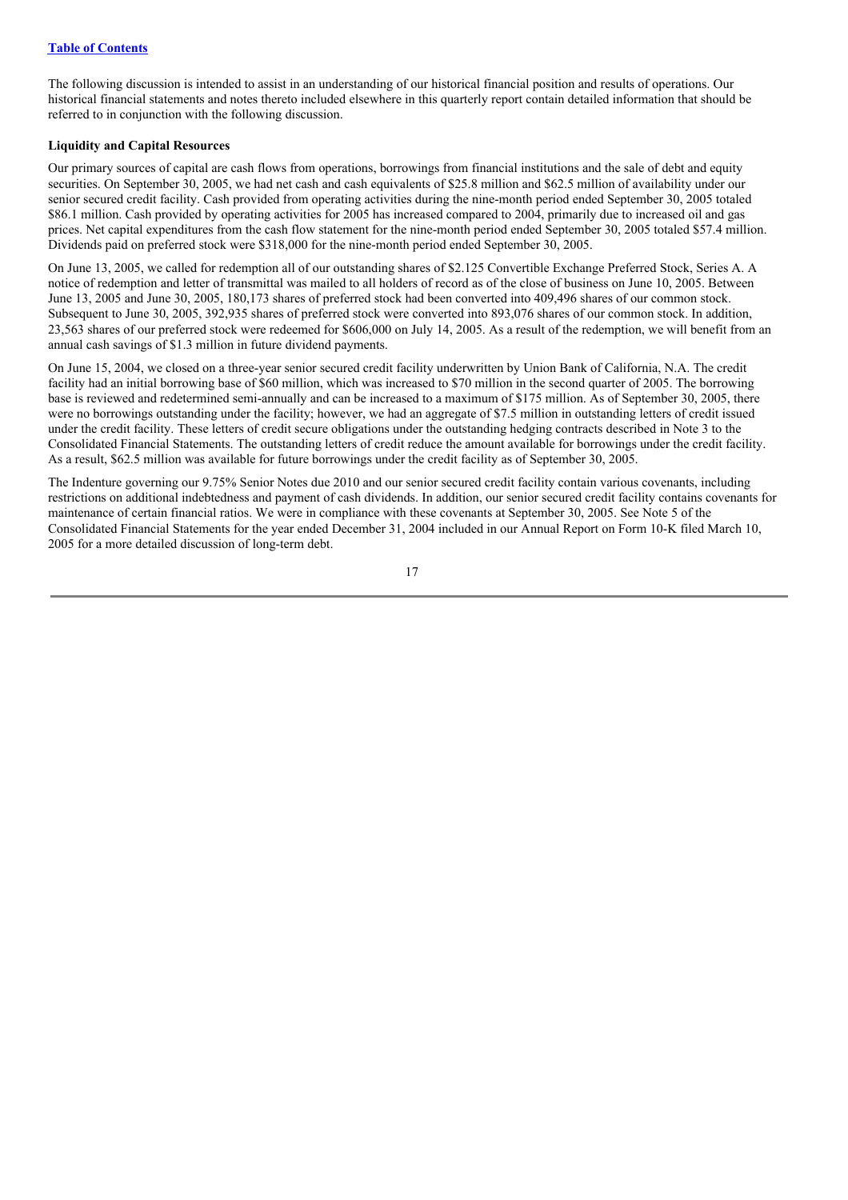The following discussion is intended to assist in an understanding of our historical financial position and results of operations. Our historical financial statements and notes thereto included elsewhere in this quarterly report contain detailed information that should be referred to in conjunction with the following discussion.

**Liquidity and Capital Resources**

Our primary sources of capital are cash flows from operations, borrowings from financial institutions and the sale of debt and equity securities. On September 30, 2005, we had net cash and cash equivalents of $25.8 million and $62.5 million of availability under our senior secured credit facility. Cash provided from operating activities during the nine-month period ended September 30, 2005 totaled $86.1 million. Cash provided by operating activities for 2005 has increased compared to 2004, primarily due to increased oil and gas prices. Net capital expenditures from the cash flow statement for the nine-month period ended September 30, 2005 totaled $57.4 million. Dividends paid on preferred stock were $318,000 for the nine-month period ended September 30, 2005.

On June 13, 2005, we called for redemption all of our outstanding shares of $2.125 Convertible Exchange Preferred Stock, Series A. A notice of redemption and letter of transmittal was mailed to all holders of record as of the close of business on June 10, 2005. Between June 13, 2005 and June 30, 2005, 180,173 shares of preferred stock had been converted into 409,496 shares of our common stock. Subsequent to June 30, 2005, 392,935 shares of preferred stock were converted into 893,076 shares of our common stock. In addition, 23,563 shares of our preferred stock were redeemed for $606,000 on July 14, 2005. As a result of the redemption, we will benefit from an annual cash savings of $1.3 million in future dividend payments.

On June 15, 2004, we closed on a three-year senior secured credit facility underwritten by Union Bank of California, N.A. The credit facility had an initial borrowing base of $60 million, which was increased to $70 million in the second quarter of 2005. The borrowing base is reviewed and redetermined semi-annually and can be increased to a maximum of $175 million. As of September 30, 2005, there were no borrowings outstanding under the facility; however, we had an aggregate of $7.5 million in outstanding letters of credit issued under the credit facility. These letters of credit secure obligations under the outstanding hedging contracts described in Note 3 to the Consolidated Financial Statements. The outstanding letters of credit reduce the amount available for borrowings under the credit facility. As a result, $62.5 million was available for future borrowings under the credit facility as of September 30, 2005.

The Indenture governing our 9.75% Senior Notes due 2010 and our senior secured credit facility contain various covenants, including restrictions on additional indebtedness and payment of cash dividends. In addition, our senior secured credit facility contains covenants for maintenance of certain financial ratios. We were in compliance with these covenants at September 30, 2005. See Note 5 of the Consolidated Financial Statements for the year ended December 31, 2004 included in our Annual Report on Form 10-K filed March 10, 2005 for a more detailed discussion of long-term debt.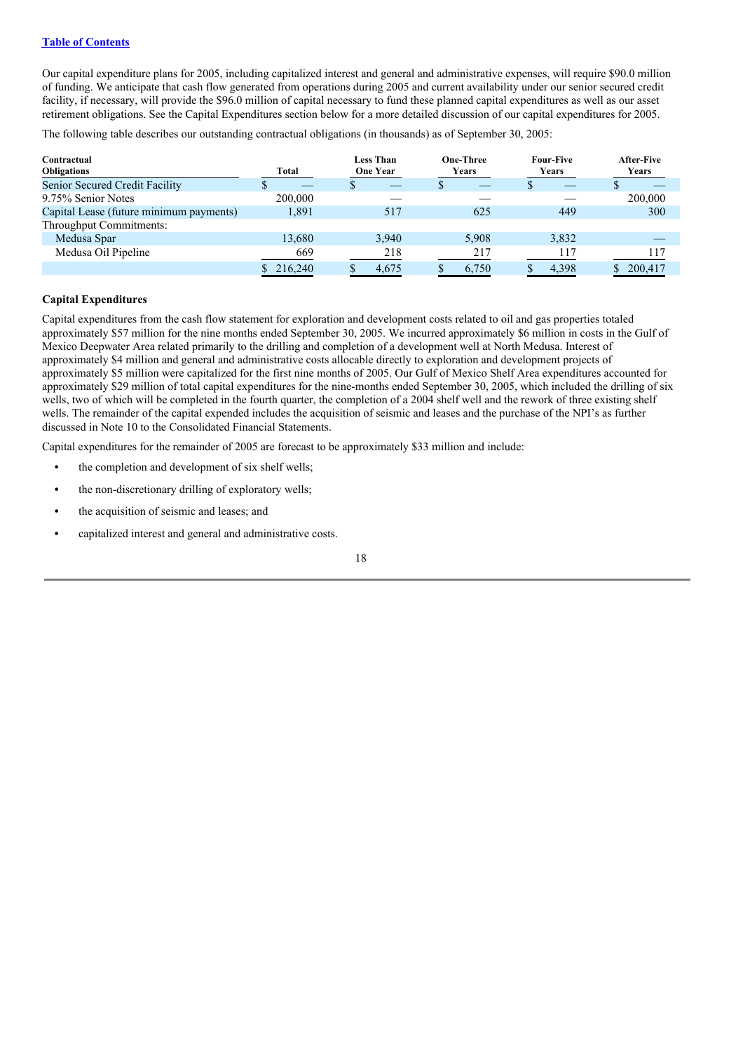[Table of Contents](#)

Our capital expenditure plans for 2005, including capitalized interest and general and administrative expenses, will require $90.0 million of funding. We anticipate that cash flow generated from operations during 2005 and current availability under our senior secured credit facility, if necessary, will provide the $96.0 million of capital necessary to fund these planned capital expenditures as well as our asset retirement obligations. See the Capital Expenditures section below for a more detailed discussion of our capital expenditures for 2005.

The following table describes our outstanding contractual obligations (in thousands) as of September 30, 2005:

| Contractual Obligations | Total | Less Than One Year | One-Three Years | Four-Five Years | After-Five Years |
|---|---|---|---|---|---|
| Senior Secured Credit Facility | $ — | $ — | $ — | $ — | $ — |
| 9.75% Senior Notes | 200,000 | — | — | — | 200,000 |
| Capital Lease (future minimum payments) | 1,891 | 517 | 625 | 449 | 300 |
| Throughput Commitments: | | | | | |
| Medusa Spar | 13,680 | 3,940 | 5,908 | 3,832 | — |
| Medusa Oil Pipeline | 669 | 218 | 217 | 117 | 117 |
| | $ 216,240 | $ 4,675 | $ 6,750 | $ 4,398 | $ 200,417 |

**Capital Expenditures**

Capital expenditures from the cash flow statement for exploration and development costs related to oil and gas properties totaled approximately $57 million for the nine months ended September 30, 2005. We incurred approximately $6 million in costs in the Gulf of Mexico Deepwater Area related primarily to the drilling and completion of a development well at North Medusa. Interest of approximately $4 million and general and administrative costs allocable directly to exploration and development projects of approximately $5 million were capitalized for the first nine months of 2005. Our Gulf of Mexico Shelf Area expenditures accounted for approximately $29 million of total capital expenditures for the nine-months ended September 30, 2005, which included the drilling of six wells, two of which will be completed in the fourth quarter, the completion of a 2004 shelf well and the rework of three existing shelf wells. The remainder of the capital expended includes the acquisition of seismic and leases and the purchase of the NPI's as further discussed in Note 10 to the Consolidated Financial Statements.

Capital expenditures for the remainder of 2005 are forecast to be approximately $33 million and include:

- the completion and development of six shelf wells;
- the non-discretionary drilling of exploratory wells;
- the acquisition of seismic and leases; and
- capitalized interest and general and administrative costs.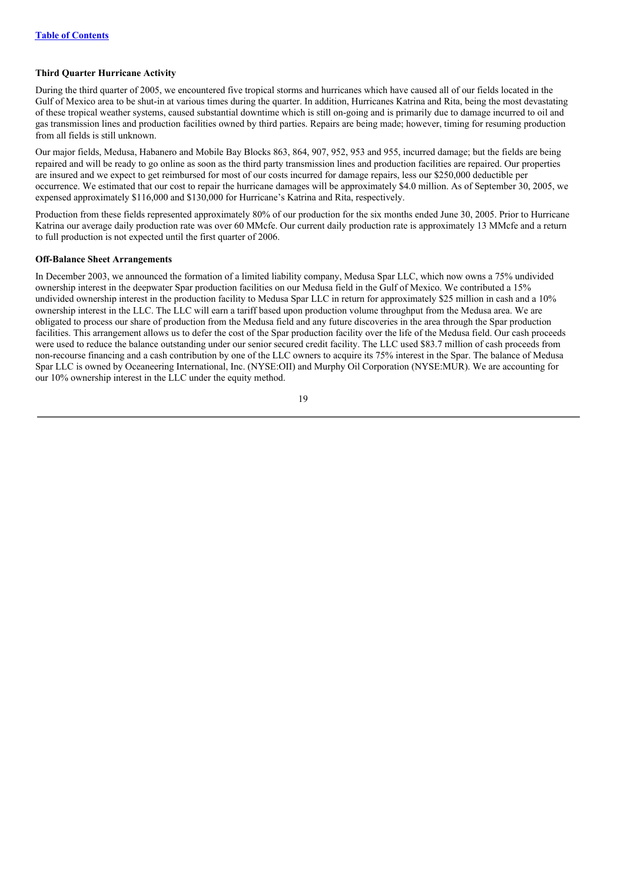[Table of Contents](#)

**Third Quarter Hurricane Activity**

During the third quarter of 2005, we encountered five tropical storms and hurricanes which have caused all of our fields located in the Gulf of Mexico area to be shut-in at various times during the quarter. In addition, Hurricanes Katrina and Rita, being the most devastating of these tropical weather systems, caused substantial downtime which is still on-going and is primarily due to damage incurred to oil and gas transmission lines and production facilities owned by third parties. Repairs are being made; however, timing for resuming production from all fields is still unknown.

Our major fields, Medusa, Habanero and Mobile Bay Blocks 863, 864, 907, 952, 953 and 955, incurred damage; but the fields are being repaired and will be ready to go online as soon as the third party transmission lines and production facilities are repaired. Our properties are insured and we expect to get reimbursed for most of our costs incurred for damage repairs, less our $250,000 deductible per occurrence. We estimated that our cost to repair the hurricane damages will be approximately $4.0 million. As of September 30, 2005, we expensed approximately $116,000 and $130,000 for Hurricane's Katrina and Rita, respectively.

Production from these fields represented approximately 80% of our production for the six months ended June 30, 2005. Prior to Hurricane Katrina our average daily production rate was over 60 MMcfe. Our current daily production rate is approximately 13 MMcfe and a return to full production is not expected until the first quarter of 2006.

**Off-Balance Sheet Arrangements**

In December 2003, we announced the formation of a limited liability company, Medusa Spar LLC, which now owns a 75% undivided ownership interest in the deepwater Spar production facilities on our Medusa field in the Gulf of Mexico. We contributed a 15% undivided ownership interest in the production facility to Medusa Spar LLC in return for approximately $25 million in cash and a 10% ownership interest in the LLC. The LLC will earn a tariff based upon production volume throughput from the Medusa area. We are obligated to process our share of production from the Medusa field and any future discoveries in the area through the Spar production facilities. This arrangement allows us to defer the cost of the Spar production facility over the life of the Medusa field. Our cash proceeds were used to reduce the balance outstanding under our senior secured credit facility. The LLC used $83.7 million of cash proceeds from non-recourse financing and a cash contribution by one of the LLC owners to acquire its 75% interest in the Spar. The balance of Medusa Spar LLC is owned by Oceaneering International, Inc. (NYSE:OII) and Murphy Oil Corporation (NYSE:MUR). We are accounting for our 10% ownership interest in the LLC under the equity method.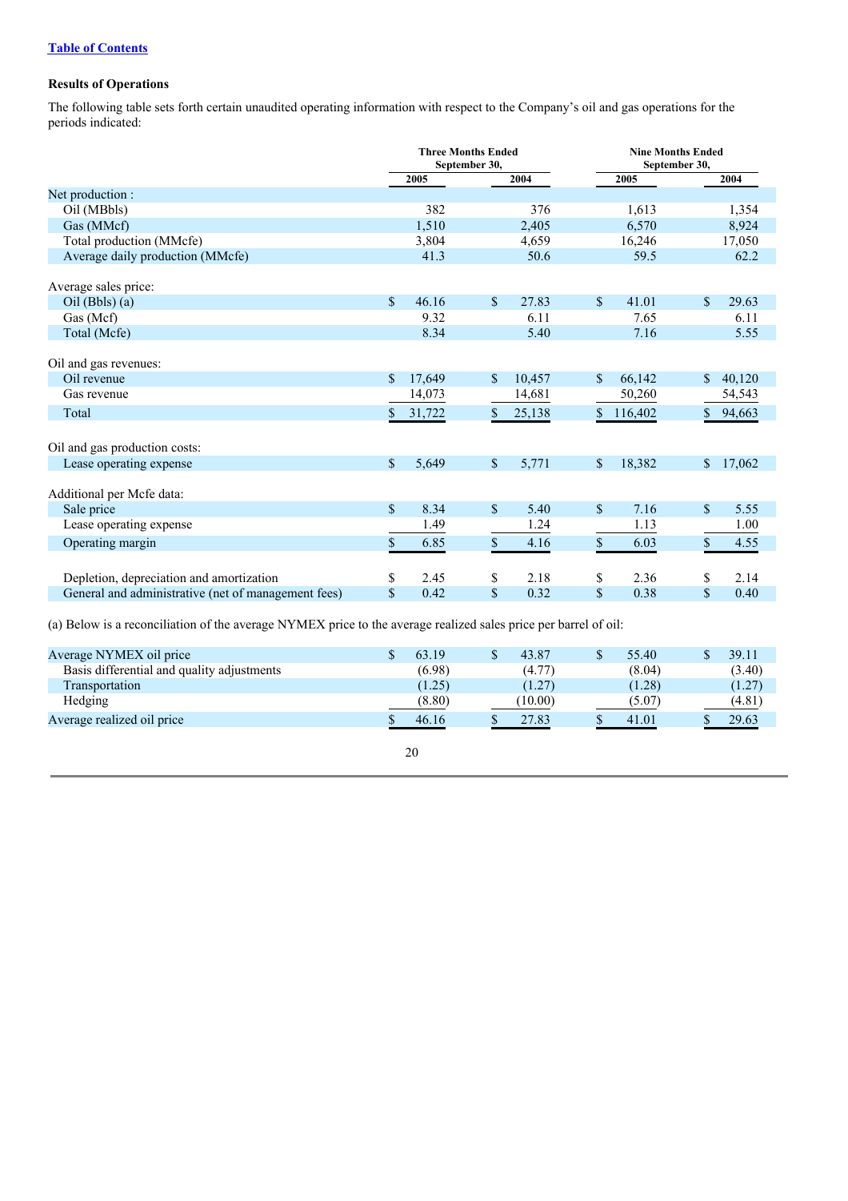[Table of Contents](#)

**Results of Operations**

The following table sets forth certain unaudited operating information with respect to the Company's oil and gas operations for the periods indicated:

| | Three Months Ended September 30, | | Nine Months Ended September 30, | |
|---|---|---|---|---|
| | 2005 | 2004 | 2005 | 2004 |
| Net production : | | | | |
| Oil (MBbls) | 382 | 376 | 1,613 | 1,354 |
| Gas (MMcf) | 1,510 | 2,405 | 6,570 | 8,924 |
| Total production (MMcfe) | 3,804 | 4,659 | 16,246 | 17,050 |
| Average daily production (MMcfe) | 41.3 | 50.6 | 59.5 | 62.2 |
| Average sales price: | | | | |
| Oil (Bbls) (a) | $ 46.16 | $ 27.83 | $ 41.01 | $ 29.63 |
| Gas (Mcf) | 9.32 | 6.11 | 7.65 | 6.11 |
| Total (Mcfe) | 8.34 | 5.40 | 7.16 | 5.55 |
| Oil and gas revenues: | | | | |
| Oil revenue | $ 17,649 | $ 10,457 | $ 66,142 | $ 40,120 |
| Gas revenue | 14,073 | 14,681 | 50,260 | 54,543 |
| Total | $ 31,722 | $ 25,138 | $ 116,402 | $ 94,663 |
| Oil and gas production costs: | | | | |
| Lease operating expense | $ 5,649 | $ 5,771 | $ 18,382 | $ 17,062 |
| Additional per Mcfe data: | | | | |
| Sale price | $ 8.34 | $ 5.40 | $ 7.16 | $ 5.55 |
| Lease operating expense | 1.49 | 1.24 | 1.13 | 1.00 |
| Operating margin | $ 6.85 | $ 4.16 | $ 6.03 | $ 4.55 |
| Depletion, depreciation and amortization | $ 2.45 | $ 2.18 | $ 2.36 | $ 2.14 |
| General and administrative (net of management fees) | $ 0.42 | $ 0.32 | $ 0.38 | $ 0.40 |

(a) Below is a reconciliation of the average NYMEX price to the average realized sales price per barrel of oil:

| | Three Months Ended September 30, | | Nine Months Ended September 30, | |
|---|---|---|---|---|
| | 2005 | 2004 | 2005 | 2004 |
| Average NYMEX oil price | $ 63.19 | $ 43.87 | $ 55.40 | $ 39.11 |
| Basis differential and quality adjustments | (6.98) | (4.77) | (8.04) | (3.40) |
| Transportation | (1.25) | (1.27) | (1.28) | (1.27) |
| Hedging | (8.80) | (10.00) | (5.07) | (4.81) |
| Average realized oil price | $ 46.16 | $ 27.83 | $ 41.01 | $ 29.63 |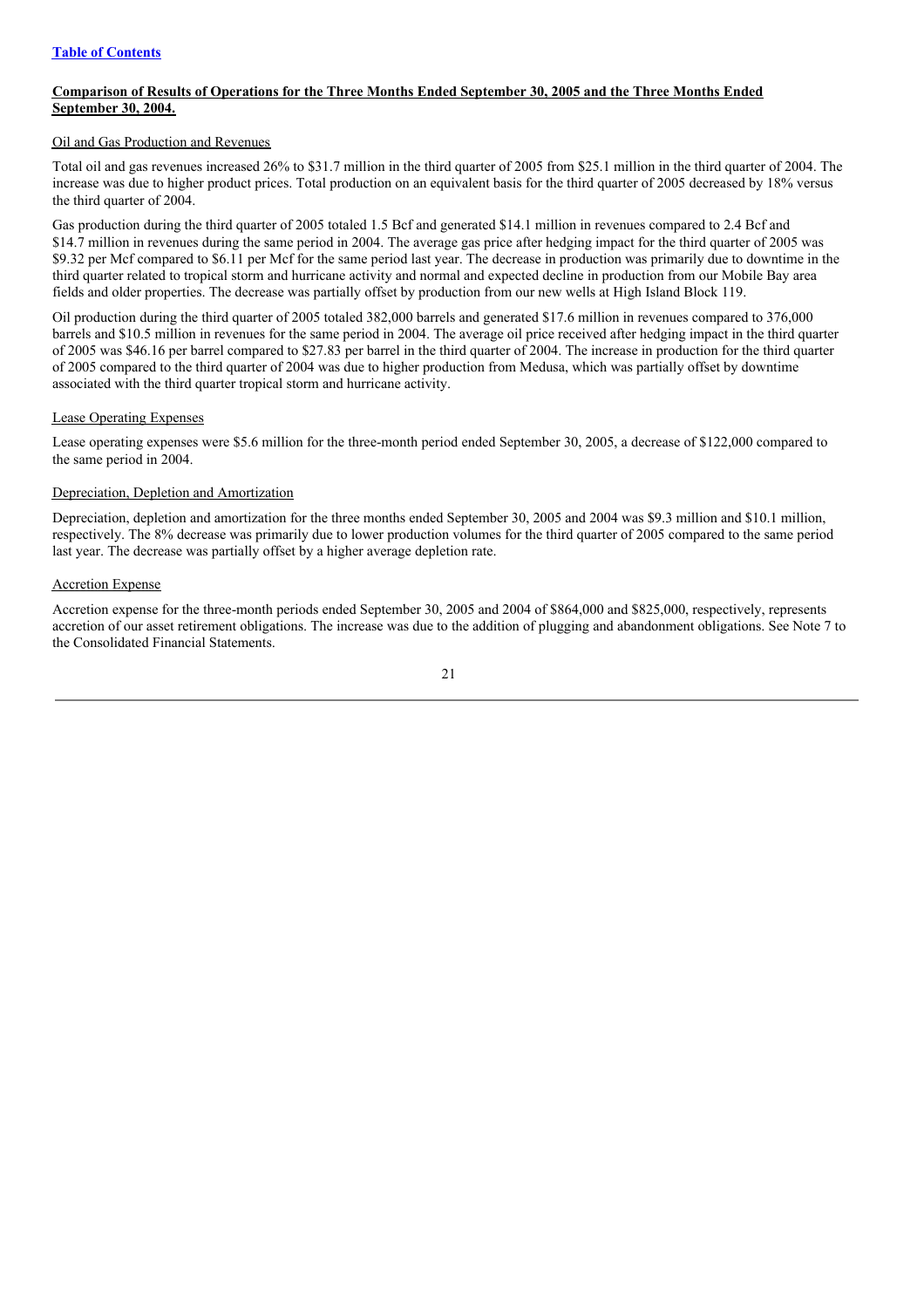[Table of Contents](#)

## Comparison of Results of Operations for the Three Months Ended September 30, 2005 and the Three Months Ended September 30, 2004.

### Oil and Gas Production and Revenues

Total oil and gas revenues increased 26% to $31.7 million in the third quarter of 2005 from $25.1 million in the third quarter of 2004. The increase was due to higher product prices. Total production on an equivalent basis for the third quarter of 2005 decreased by 18% versus the third quarter of 2004.

Gas production during the third quarter of 2005 totaled 1.5 Bcf and generated $14.1 million in revenues compared to 2.4 Bcf and $14.7 million in revenues during the same period in 2004. The average gas price after hedging impact for the third quarter of 2005 was $9.32 per Mcf compared to $6.11 per Mcf for the same period last year. The decrease in production was primarily due to downtime in the third quarter related to tropical storm and hurricane activity and normal and expected decline in production from our Mobile Bay area fields and older properties. The decrease was partially offset by production from our new wells at High Island Block 119.

Oil production during the third quarter of 2005 totaled 382,000 barrels and generated $17.6 million in revenues compared to 376,000 barrels and $10.5 million in revenues for the same period in 2004. The average oil price received after hedging impact in the third quarter of 2005 was $46.16 per barrel compared to $27.83 per barrel in the third quarter of 2004. The increase in production for the third quarter of 2005 compared to the third quarter of 2004 was due to higher production from Medusa, which was partially offset by downtime associated with the third quarter tropical storm and hurricane activity.

### Lease Operating Expenses

Lease operating expenses were $5.6 million for the three-month period ended September 30, 2005, a decrease of $122,000 compared to the same period in 2004.

### Depreciation, Depletion and Amortization

Depreciation, depletion and amortization for the three months ended September 30, 2005 and 2004 was $9.3 million and $10.1 million, respectively. The 8% decrease was primarily due to lower production volumes for the third quarter of 2005 compared to the same period last year. The decrease was partially offset by a higher average depletion rate.

### Accretion Expense

Accretion expense for the three-month periods ended September 30, 2005 and 2004 of $864,000 and $825,000, respectively, represents accretion of our asset retirement obligations. The increase was due to the addition of plugging and abandonment obligations. See Note 7 to the Consolidated Financial Statements.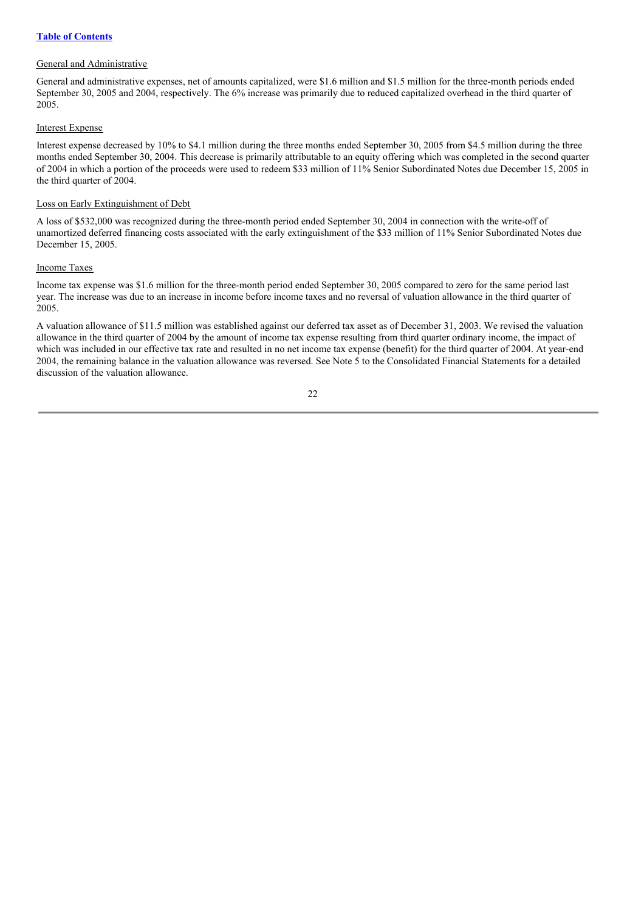General and Administrative

General and administrative expenses, net of amounts capitalized, were $1.6 million and $1.5 million for the three-month periods ended September 30, 2005 and 2004, respectively. The 6% increase was primarily due to reduced capitalized overhead in the third quarter of 2005.

Interest Expense

Interest expense decreased by 10% to $4.1 million during the three months ended September 30, 2005 from $4.5 million during the three months ended September 30, 2004. This decrease is primarily attributable to an equity offering which was completed in the second quarter of 2004 in which a portion of the proceeds were used to redeem $33 million of 11% Senior Subordinated Notes due December 15, 2005 in the third quarter of 2004.

Loss on Early Extinguishment of Debt

A loss of $532,000 was recognized during the three-month period ended September 30, 2004 in connection with the write-off of unamortized deferred financing costs associated with the early extinguishment of the $33 million of 11% Senior Subordinated Notes due December 15, 2005.

Income Taxes

Income tax expense was $1.6 million for the three-month period ended September 30, 2005 compared to zero for the same period last year. The increase was due to an increase in income before income taxes and no reversal of valuation allowance in the third quarter of 2005.

A valuation allowance of $11.5 million was established against our deferred tax asset as of December 31, 2003. We revised the valuation allowance in the third quarter of 2004 by the amount of income tax expense resulting from third quarter ordinary income, the impact of which was included in our effective tax rate and resulted in no net income tax expense (benefit) for the third quarter of 2004. At year-end 2004, the remaining balance in the valuation allowance was reversed. See Note 5 to the Consolidated Financial Statements for a detailed discussion of the valuation allowance.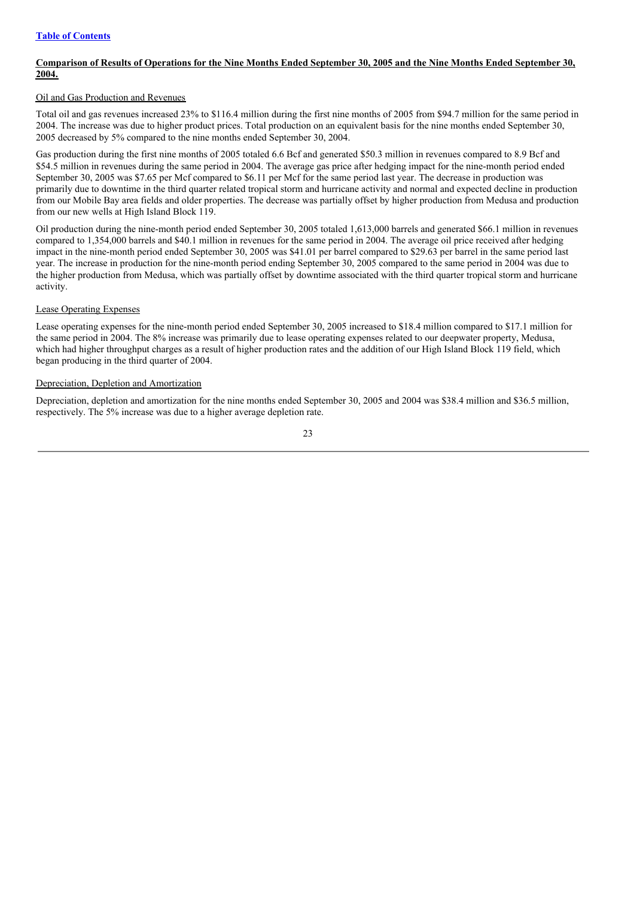[Table of Contents](#)

**Comparison of Results of Operations for the Nine Months Ended September 30, 2005 and the Nine Months Ended September 30, 2004.**

Oil and Gas Production and Revenues

Total oil and gas revenues increased 23% to $116.4 million during the first nine months of 2005 from $94.7 million for the same period in 2004. The increase was due to higher product prices. Total production on an equivalent basis for the nine months ended September 30, 2005 decreased by 5% compared to the nine months ended September 30, 2004.

Gas production during the first nine months of 2005 totaled 6.6 Bcf and generated $50.3 million in revenues compared to 8.9 Bcf and $54.5 million in revenues during the same period in 2004. The average gas price after hedging impact for the nine-month period ended September 30, 2005 was $7.65 per Mcf compared to $6.11 per Mcf for the same period last year. The decrease in production was primarily due to downtime in the third quarter related tropical storm and hurricane activity and normal and expected decline in production from our Mobile Bay area fields and older properties. The decrease was partially offset by higher production from Medusa and production from our new wells at High Island Block 119.

Oil production during the nine-month period ended September 30, 2005 totaled 1,613,000 barrels and generated $66.1 million in revenues compared to 1,354,000 barrels and $40.1 million in revenues for the same period in 2004. The average oil price received after hedging impact in the nine-month period ended September 30, 2005 was $41.01 per barrel compared to $29.63 per barrel in the same period last year. The increase in production for the nine-month period ending September 30, 2005 compared to the same period in 2004 was due to the higher production from Medusa, which was partially offset by downtime associated with the third quarter tropical storm and hurricane activity.

Lease Operating Expenses

Lease operating expenses for the nine-month period ended September 30, 2005 increased to $18.4 million compared to $17.1 million for the same period in 2004. The 8% increase was primarily due to lease operating expenses related to our deepwater property, Medusa, which had higher throughput charges as a result of higher production rates and the addition of our High Island Block 119 field, which began producing in the third quarter of 2004.

Depreciation, Depletion and Amortization

Depreciation, depletion and amortization for the nine months ended September 30, 2005 and 2004 was $38.4 million and $36.5 million, respectively. The 5% increase was due to a higher average depletion rate.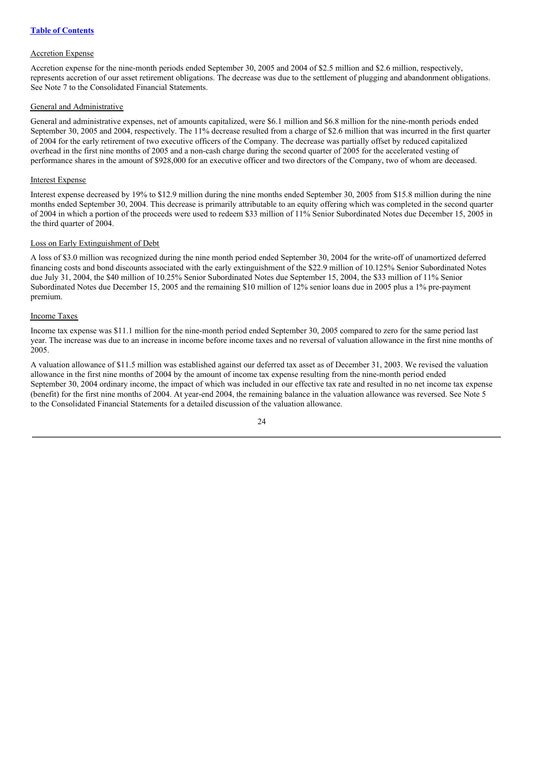Table of Contents

Accretion Expense

Accretion expense for the nine-month periods ended September 30, 2005 and 2004 of $2.5 million and $2.6 million, respectively, represents accretion of our asset retirement obligations. The decrease was due to the settlement of plugging and abandonment obligations. See Note 7 to the Consolidated Financial Statements.

General and Administrative

General and administrative expenses, net of amounts capitalized, were $6.1 million and $6.8 million for the nine-month periods ended September 30, 2005 and 2004, respectively. The 11% decrease resulted from a charge of $2.6 million that was incurred in the first quarter of 2004 for the early retirement of two executive officers of the Company. The decrease was partially offset by reduced capitalized overhead in the first nine months of 2005 and a non-cash charge during the second quarter of 2005 for the accelerated vesting of performance shares in the amount of $928,000 for an executive officer and two directors of the Company, two of whom are deceased.

Interest Expense

Interest expense decreased by 19% to $12.9 million during the nine months ended September 30, 2005 from $15.8 million during the nine months ended September 30, 2004. This decrease is primarily attributable to an equity offering which was completed in the second quarter of 2004 in which a portion of the proceeds were used to redeem $33 million of 11% Senior Subordinated Notes due December 15, 2005 in the third quarter of 2004.

Loss on Early Extinguishment of Debt

A loss of $3.0 million was recognized during the nine month period ended September 30, 2004 for the write-off of unamortized deferred financing costs and bond discounts associated with the early extinguishment of the $22.9 million of 10.125% Senior Subordinated Notes due July 31, 2004, the $40 million of 10.25% Senior Subordinated Notes due September 15, 2004, the $33 million of 11% Senior Subordinated Notes due December 15, 2005 and the remaining $10 million of 12% senior loans due in 2005 plus a 1% pre-payment premium.

Income Taxes

Income tax expense was $11.1 million for the nine-month period ended September 30, 2005 compared to zero for the same period last year. The increase was due to an increase in income before income taxes and no reversal of valuation allowance in the first nine months of 2005.

A valuation allowance of $11.5 million was established against our deferred tax asset as of December 31, 2003. We revised the valuation allowance in the first nine months of 2004 by the amount of income tax expense resulting from the nine-month period ended September 30, 2004 ordinary income, the impact of which was included in our effective tax rate and resulted in no net income tax expense (benefit) for the first nine months of 2004. At year-end 2004, the remaining balance in the valuation allowance was reversed. See Note 5 to the Consolidated Financial Statements for a detailed discussion of the valuation allowance.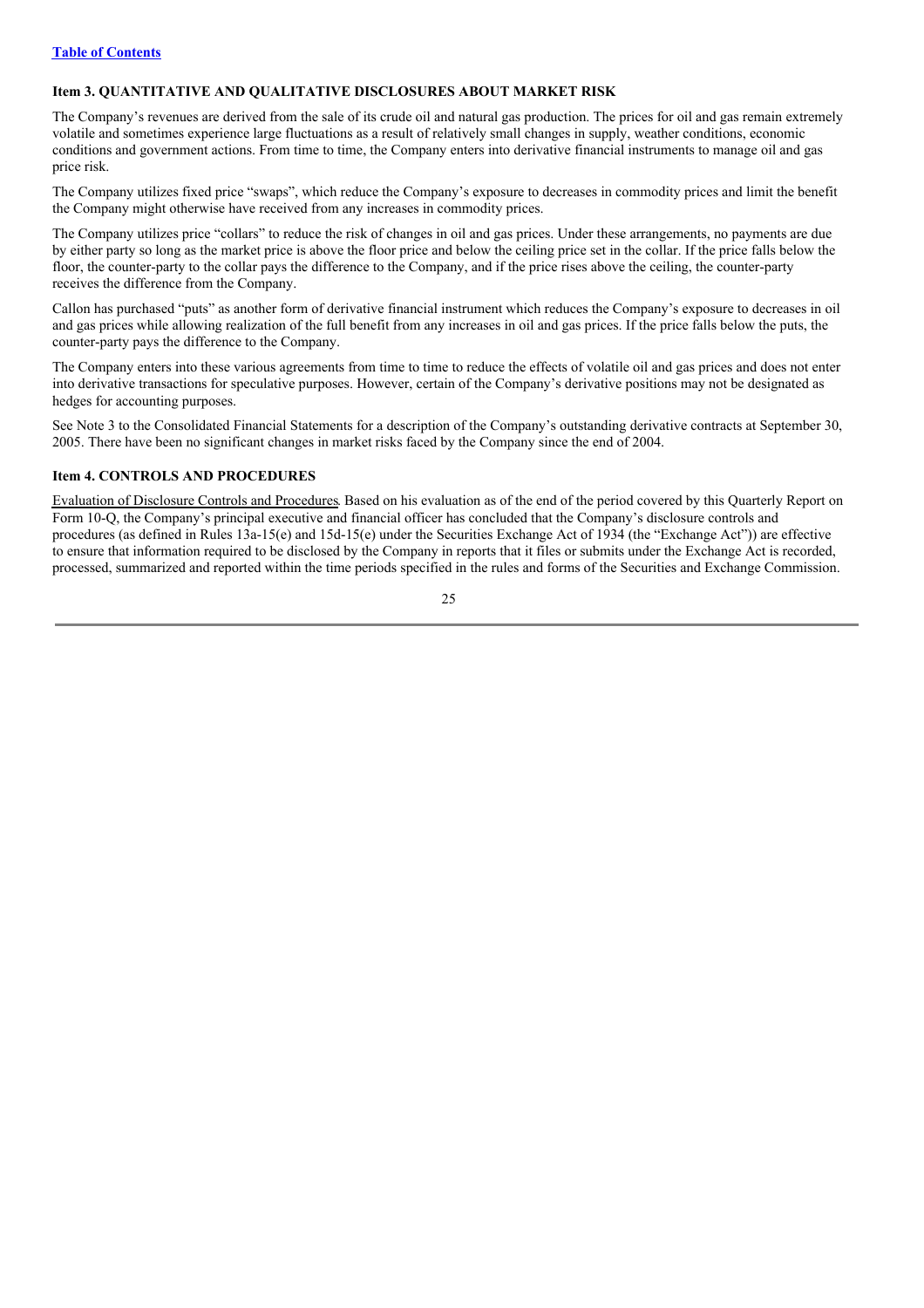[Table of Contents](#)

### Item 3. QUANTITATIVE AND QUALITATIVE DISCLOSURES ABOUT MARKET RISK

The Company's revenues are derived from the sale of its crude oil and natural gas production. The prices for oil and gas remain extremely volatile and sometimes experience large fluctuations as a result of relatively small changes in supply, weather conditions, economic conditions and government actions. From time to time, the Company enters into derivative financial instruments to manage oil and gas price risk.

The Company utilizes fixed price "swaps", which reduce the Company's exposure to decreases in commodity prices and limit the benefit the Company might otherwise have received from any increases in commodity prices.

The Company utilizes price "collars" to reduce the risk of changes in oil and gas prices. Under these arrangements, no payments are due by either party so long as the market price is above the floor price and below the ceiling price set in the collar. If the price falls below the floor, the counter-party to the collar pays the difference to the Company, and if the price rises above the ceiling, the counter-party receives the difference from the Company.

Callon has purchased "puts" as another form of derivative financial instrument which reduces the Company's exposure to decreases in oil and gas prices while allowing realization of the full benefit from any increases in oil and gas prices. If the price falls below the puts, the counter-party pays the difference to the Company.

The Company enters into these various agreements from time to time to reduce the effects of volatile oil and gas prices and does not enter into derivative transactions for speculative purposes. However, certain of the Company's derivative positions may not be designated as hedges for accounting purposes.

See Note 3 to the Consolidated Financial Statements for a description of the Company's outstanding derivative contracts at September 30, 2005. There have been no significant changes in market risks faced by the Company since the end of 2004.

### Item 4. CONTROLS AND PROCEDURES

Evaluation of Disclosure Controls and Procedures. Based on his evaluation as of the end of the period covered by this Quarterly Report on Form 10-Q, the Company's principal executive and financial officer has concluded that the Company's disclosure controls and procedures (as defined in Rules 13a-15(e) and 15d-15(e) under the Securities Exchange Act of 1934 (the "Exchange Act")) are effective to ensure that information required to be disclosed by the Company in reports that it files or submits under the Exchange Act is recorded, processed, summarized and reported within the time periods specified in the rules and forms of the Securities and Exchange Commission.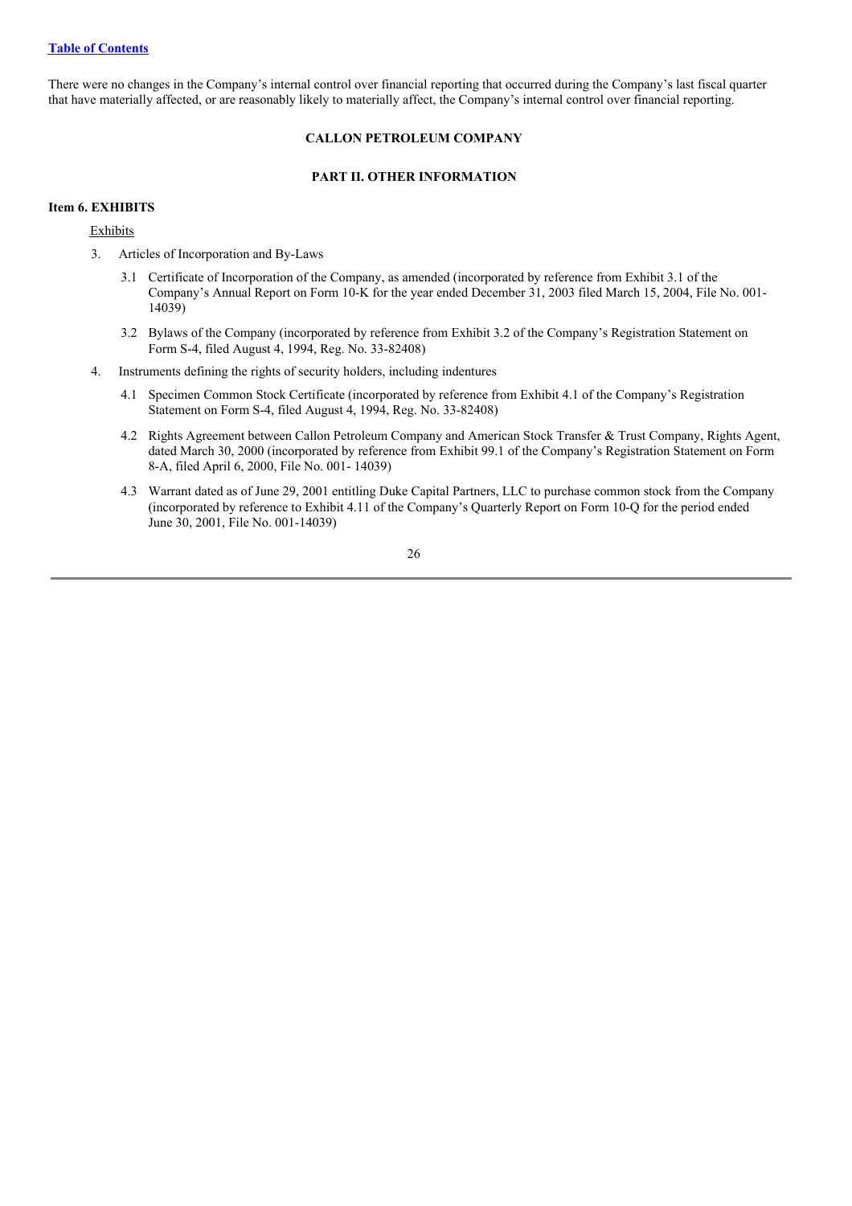[Table of Contents]

There were no changes in the Company's internal control over financial reporting that occurred during the Company's last fiscal quarter that have materially affected, or are reasonably likely to materially affect, the Company's internal control over financial reporting.

## CALLON PETROLEUM COMPANY

## PART II. OTHER INFORMATION

### Item 6. EXHIBITS

Exhibits

3. Articles of Incorporation and By-Laws

   3.1 Certificate of Incorporation of the Company, as amended (incorporated by reference from Exhibit 3.1 of the Company's Annual Report on Form 10-K for the year ended December 31, 2003 filed March 15, 2004, File No. 001-14039)

   3.2 Bylaws of the Company (incorporated by reference from Exhibit 3.2 of the Company's Registration Statement on Form S-4, filed August 4, 1994, Reg. No. 33-82408)

4. Instruments defining the rights of security holders, including indentures

   4.1 Specimen Common Stock Certificate (incorporated by reference from Exhibit 4.1 of the Company's Registration Statement on Form S-4, filed August 4, 1994, Reg. No. 33-82408)

   4.2 Rights Agreement between Callon Petroleum Company and American Stock Transfer & Trust Company, Rights Agent, dated March 30, 2000 (incorporated by reference from Exhibit 99.1 of the Company's Registration Statement on Form 8-A, filed April 6, 2000, File No. 001- 14039)

   4.3 Warrant dated as of June 29, 2001 entitling Duke Capital Partners, LLC to purchase common stock from the Company (incorporated by reference to Exhibit 4.11 of the Company's Quarterly Report on Form 10-Q for the period ended June 30, 2001, File No. 001-14039)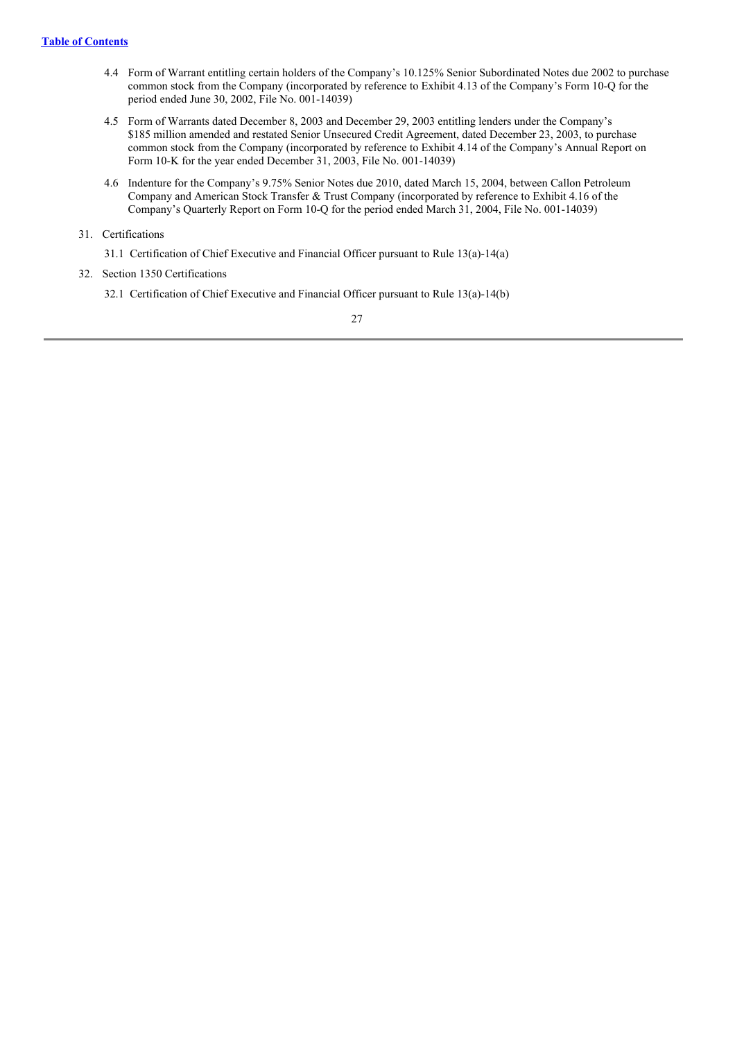[Table of Contents](#)

- 4.4 Form of Warrant entitling certain holders of the Company's 10.125% Senior Subordinated Notes due 2002 to purchase common stock from the Company (incorporated by reference to Exhibit 4.13 of the Company's Form 10-Q for the period ended June 30, 2002, File No. 001-14039)
- 4.5 Form of Warrants dated December 8, 2003 and December 29, 2003 entitling lenders under the Company's $185 million amended and restated Senior Unsecured Credit Agreement, dated December 23, 2003, to purchase common stock from the Company (incorporated by reference to Exhibit 4.14 of the Company's Annual Report on Form 10-K for the year ended December 31, 2003, File No. 001-14039)
- 4.6 Indenture for the Company's 9.75% Senior Notes due 2010, dated March 15, 2004, between Callon Petroleum Company and American Stock Transfer & Trust Company (incorporated by reference to Exhibit 4.16 of the Company's Quarterly Report on Form 10-Q for the period ended March 31, 2004, File No. 001-14039)

31. Certifications

    31.1 Certification of Chief Executive and Financial Officer pursuant to Rule 13(a)-14(a)

32. Section 1350 Certifications

    32.1 Certification of Chief Executive and Financial Officer pursuant to Rule 13(a)-14(b)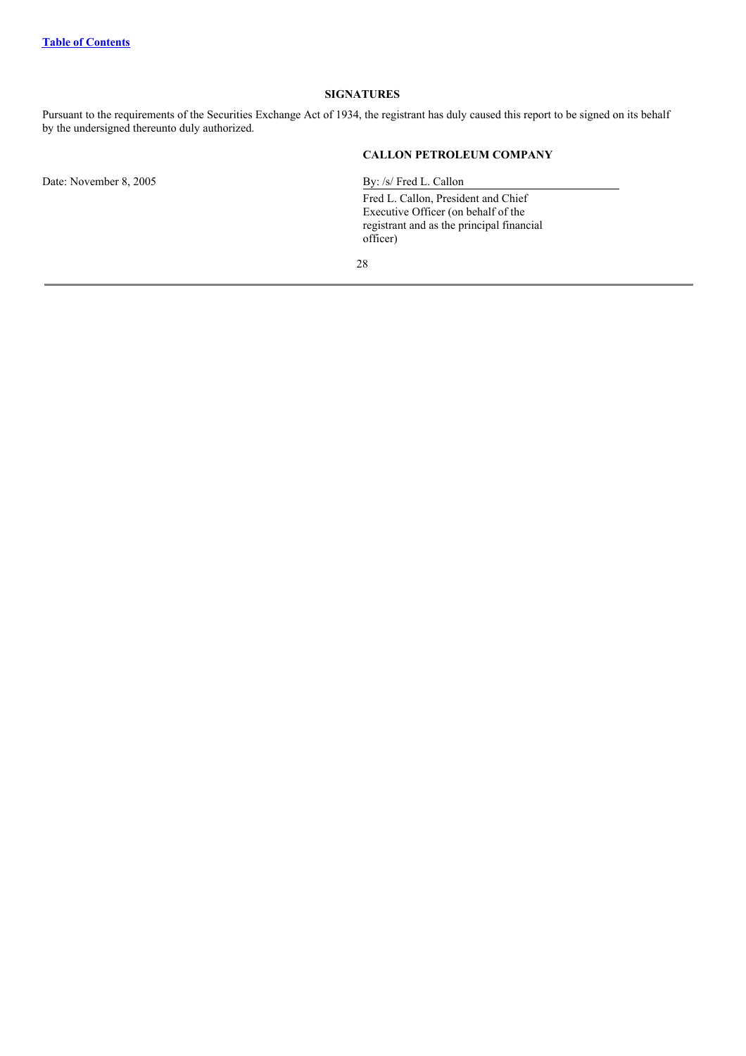## SIGNATURES

Pursuant to the requirements of the Securities Exchange Act of 1934, the registrant has duly caused this report to be signed on its behalf by the undersigned thereunto duly authorized.

**CALLON PETROLEUM COMPANY**

Date: November 8, 2005

By: /s/ Fred L. Callon

Fred L. Callon, President and Chief Executive Officer (on behalf of the registrant and as the principal financial officer)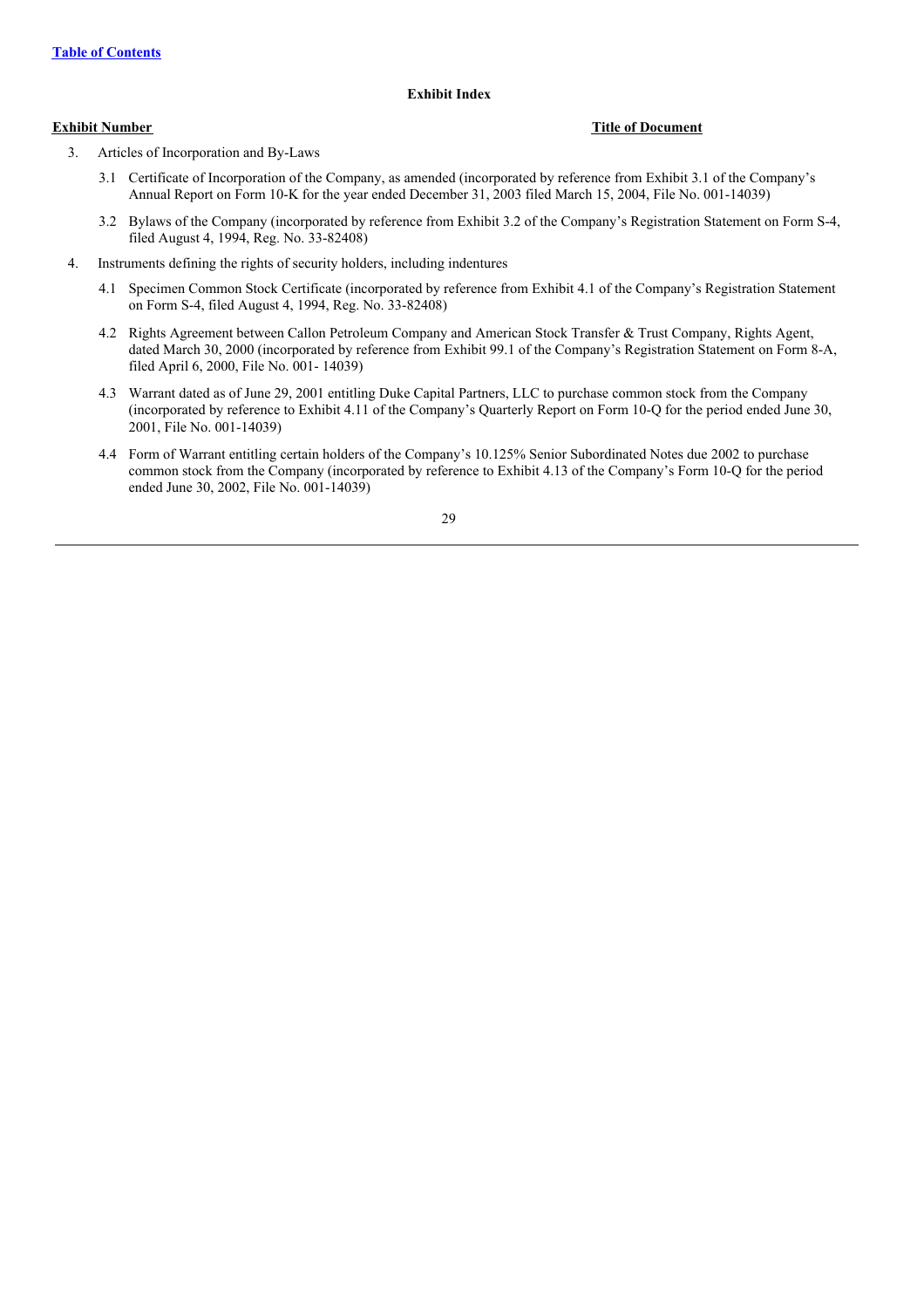[Table of Contents]

**Exhibit Index**

**Exhibit Number** **Title of Document**

3. Articles of Incorporation and By-Laws

   3.1 Certificate of Incorporation of the Company, as amended (incorporated by reference from Exhibit 3.1 of the Company's Annual Report on Form 10-K for the year ended December 31, 2003 filed March 15, 2004, File No. 001-14039)

   3.2 Bylaws of the Company (incorporated by reference from Exhibit 3.2 of the Company's Registration Statement on Form S-4, filed August 4, 1994, Reg. No. 33-82408)

4. Instruments defining the rights of security holders, including indentures

   4.1 Specimen Common Stock Certificate (incorporated by reference from Exhibit 4.1 of the Company's Registration Statement on Form S-4, filed August 4, 1994, Reg. No. 33-82408)

   4.2 Rights Agreement between Callon Petroleum Company and American Stock Transfer & Trust Company, Rights Agent, dated March 30, 2000 (incorporated by reference from Exhibit 99.1 of the Company's Registration Statement on Form 8-A, filed April 6, 2000, File No. 001- 14039)

   4.3 Warrant dated as of June 29, 2001 entitling Duke Capital Partners, LLC to purchase common stock from the Company (incorporated by reference to Exhibit 4.11 of the Company's Quarterly Report on Form 10-Q for the period ended June 30, 2001, File No. 001-14039)

   4.4 Form of Warrant entitling certain holders of the Company's 10.125% Senior Subordinated Notes due 2002 to purchase common stock from the Company (incorporated by reference to Exhibit 4.13 of the Company's Form 10-Q for the period ended June 30, 2002, File No. 001-14039)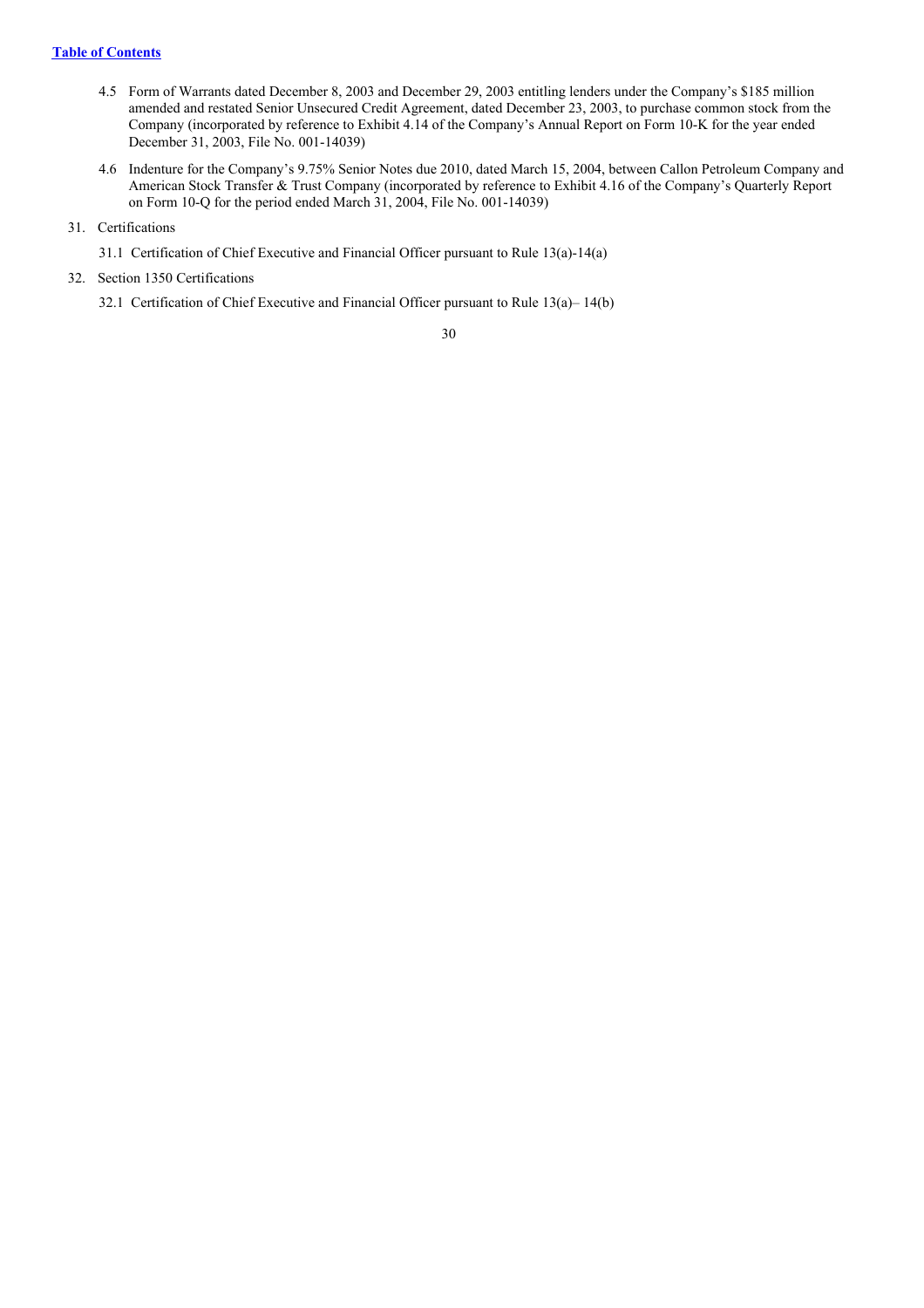[Table of Contents](#)

4.5 Form of Warrants dated December 8, 2003 and December 29, 2003 entitling lenders under the Company's $185 million amended and restated Senior Unsecured Credit Agreement, dated December 23, 2003, to purchase common stock from the Company (incorporated by reference to Exhibit 4.14 of the Company's Annual Report on Form 10-K for the year ended December 31, 2003, File No. 001-14039)

4.6 Indenture for the Company's 9.75% Senior Notes due 2010, dated March 15, 2004, between Callon Petroleum Company and American Stock Transfer & Trust Company (incorporated by reference to Exhibit 4.16 of the Company's Quarterly Report on Form 10-Q for the period ended March 31, 2004, File No. 001-14039)

31. Certifications

31.1 Certification of Chief Executive and Financial Officer pursuant to Rule 13(a)-14(a)

32. Section 1350 Certifications

32.1 Certification of Chief Executive and Financial Officer pursuant to Rule 13(a)– 14(b)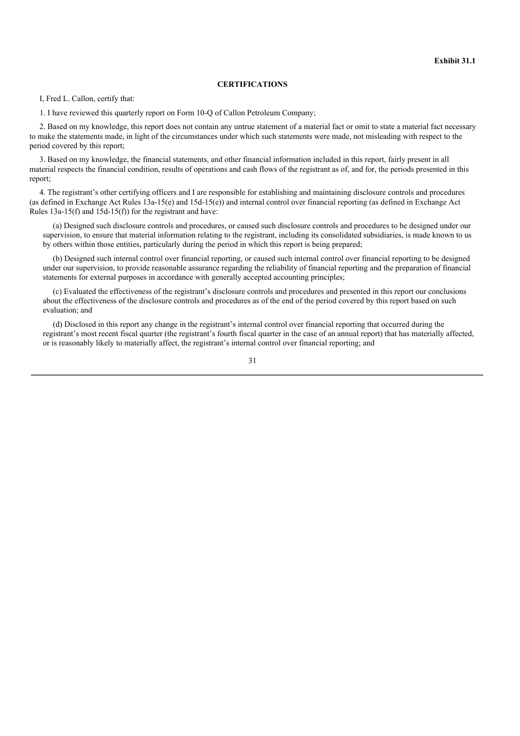**Exhibit 31.1**

## CERTIFICATIONS

I, Fred L. Callon, certify that:

1. I have reviewed this quarterly report on Form 10-Q of Callon Petroleum Company;

2. Based on my knowledge, this report does not contain any untrue statement of a material fact or omit to state a material fact necessary to make the statements made, in light of the circumstances under which such statements were made, not misleading with respect to the period covered by this report;

3. Based on my knowledge, the financial statements, and other financial information included in this report, fairly present in all material respects the financial condition, results of operations and cash flows of the registrant as of, and for, the periods presented in this report;

4. The registrant's other certifying officers and I are responsible for establishing and maintaining disclosure controls and procedures (as defined in Exchange Act Rules 13a-15(e) and 15d-15(e)) and internal control over financial reporting (as defined in Exchange Act Rules 13a-15(f) and 15d-15(f)) for the registrant and have:

(a) Designed such disclosure controls and procedures, or caused such disclosure controls and procedures to be designed under our supervision, to ensure that material information relating to the registrant, including its consolidated subsidiaries, is made known to us by others within those entities, particularly during the period in which this report is being prepared;

(b) Designed such internal control over financial reporting, or caused such internal control over financial reporting to be designed under our supervision, to provide reasonable assurance regarding the reliability of financial reporting and the preparation of financial statements for external purposes in accordance with generally accepted accounting principles;

(c) Evaluated the effectiveness of the registrant's disclosure controls and procedures and presented in this report our conclusions about the effectiveness of the disclosure controls and procedures as of the end of the period covered by this report based on such evaluation; and

(d) Disclosed in this report any change in the registrant's internal control over financial reporting that occurred during the registrant's most recent fiscal quarter (the registrant's fourth fiscal quarter in the case of an annual report) that has materially affected, or is reasonably likely to materially affect, the registrant's internal control over financial reporting; and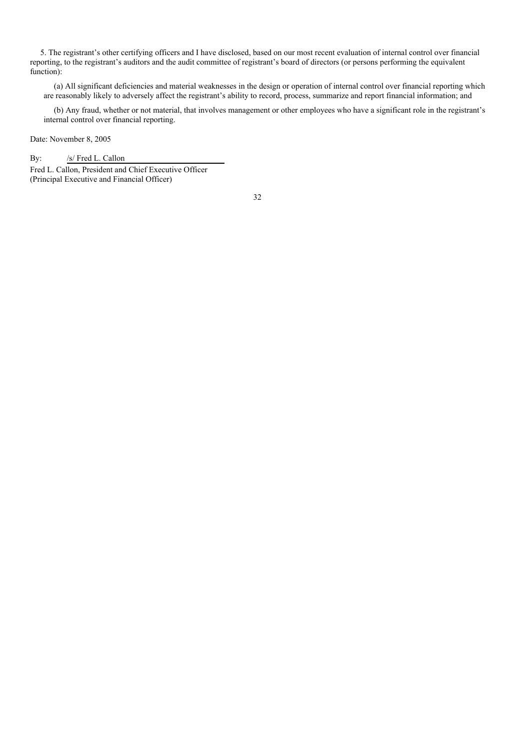5. The registrant's other certifying officers and I have disclosed, based on our most recent evaluation of internal control over financial reporting, to the registrant's auditors and the audit committee of registrant's board of directors (or persons performing the equivalent function):

(a) All significant deficiencies and material weaknesses in the design or operation of internal control over financial reporting which are reasonably likely to adversely affect the registrant's ability to record, process, summarize and report financial information; and

(b) Any fraud, whether or not material, that involves management or other employees who have a significant role in the registrant's internal control over financial reporting.

Date: November 8, 2005

By: /s/ Fred L. Callon

Fred L. Callon, President and Chief Executive Officer
(Principal Executive and Financial Officer)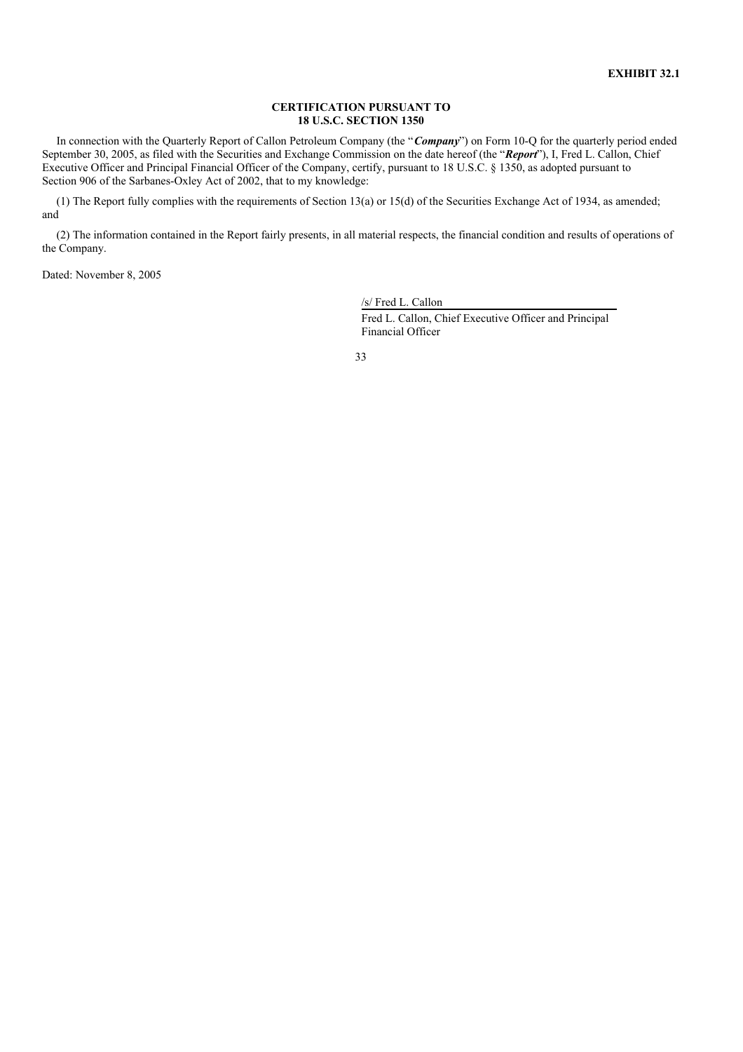**EXHIBIT 32.1**

**CERTIFICATION PURSUANT TO**
**18 U.S.C. SECTION 1350**

In connection with the Quarterly Report of Callon Petroleum Company (the "***Company***") on Form 10-Q for the quarterly period ended September 30, 2005, as filed with the Securities and Exchange Commission on the date hereof (the "***Report***"), I, Fred L. Callon, Chief Executive Officer and Principal Financial Officer of the Company, certify, pursuant to 18 U.S.C. § 1350, as adopted pursuant to Section 906 of the Sarbanes-Oxley Act of 2002, that to my knowledge:

(1) The Report fully complies with the requirements of Section 13(a) or 15(d) of the Securities Exchange Act of 1934, as amended; and

(2) The information contained in the Report fairly presents, in all material respects, the financial condition and results of operations of the Company.

Dated: November 8, 2005

/s/ Fred L. Callon

Fred L. Callon, Chief Executive Officer and Principal Financial Officer